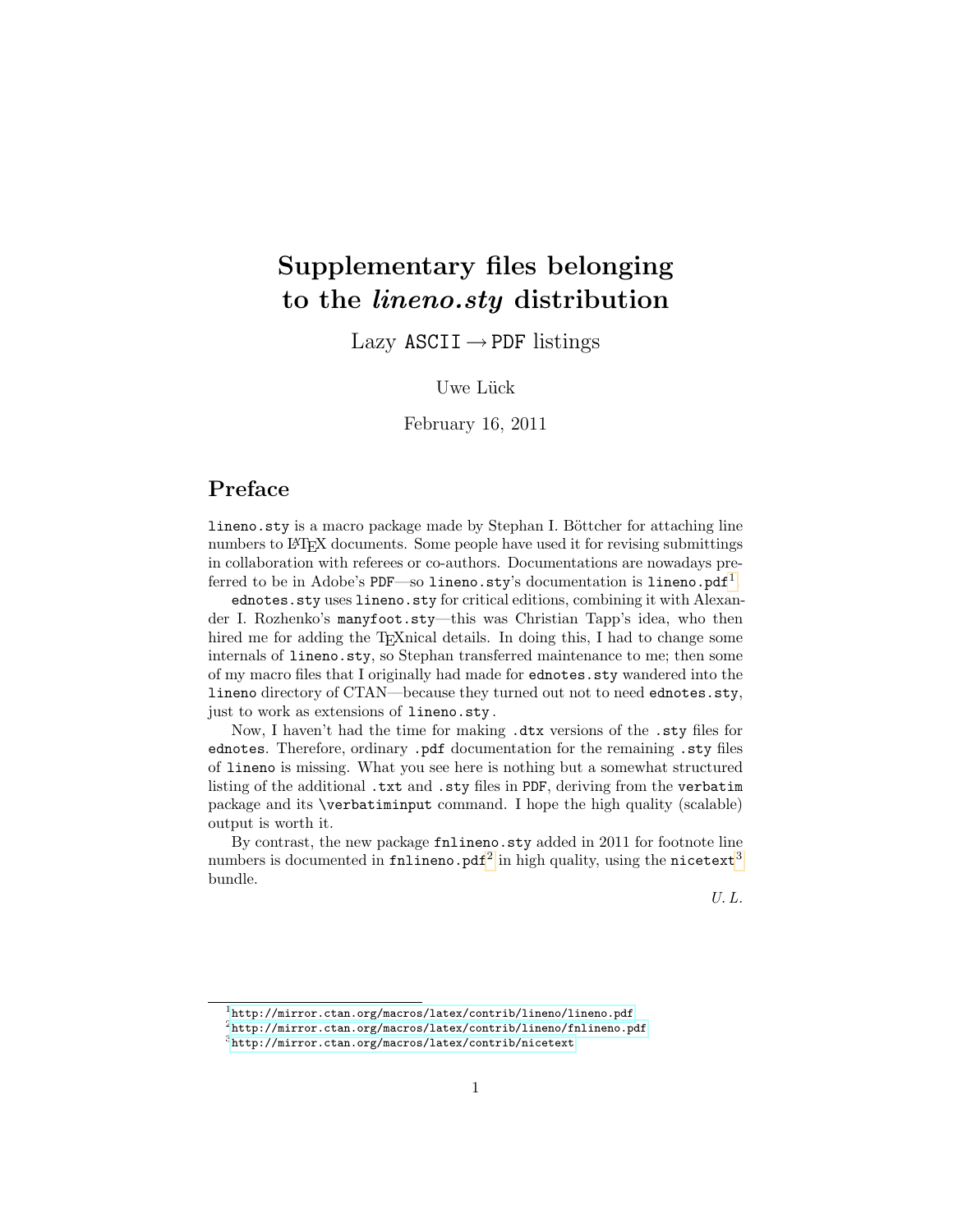# Supplementary files belonging to the *lineno.sty* distribution

Lazy `ASCII` → `PDF` listings

Uwe Lück

February 16, 2011

## Preface

`lineno.sty` is a macro package made by Stephan I. Böttcher for attaching line numbers to LaTeX documents. Some people have used it for revising submittings in collaboration with referees or co-authors. Documentations are nowadays preferred to be in Adobe's `PDF`—so `lineno.sty`'s documentation is `lineno.pdf`[1].

`ednotes.sty` uses `lineno.sty` for critical editions, combining it with Alexander I. Rozhenko's `manyfoot.sty`—this was Christian Tapp's idea, who then hired me for adding the TeXnical details. In doing this, I had to change some internals of `lineno.sty`, so Stephan transferred maintenance to me; then some of my macro files that I originally had made for `ednotes.sty` wandered into the `lineno` directory of CTAN—because they turned out not to need `ednotes.sty`, just to work as extensions of `lineno.sty`.

Now, I haven't had the time for making `.dtx` versions of the `.sty` files for `ednotes`. Therefore, ordinary `.pdf` documentation for the remaining `.sty` files of `lineno` is missing. What you see here is nothing but a somewhat structured listing of the additional `.txt` and `.sty` files in `PDF`, deriving from the `verbatim` package and its `\verbatiminput` command. I hope the high quality (scalable) output is worth it.

By contrast, the new package `fnlineno.sty` added in 2011 for footnote line numbers is documented in `fnlineno.pdf`[2] in high quality, using the `nicetext`[3] bundle.

*U. L.*

[1] http://mirror.ctan.org/macros/latex/contrib/lineno/lineno.pdf

[2] http://mirror.ctan.org/macros/latex/contrib/lineno/fnlineno.pdf

[3] http://mirror.ctan.org/macros/latex/contrib/nicetext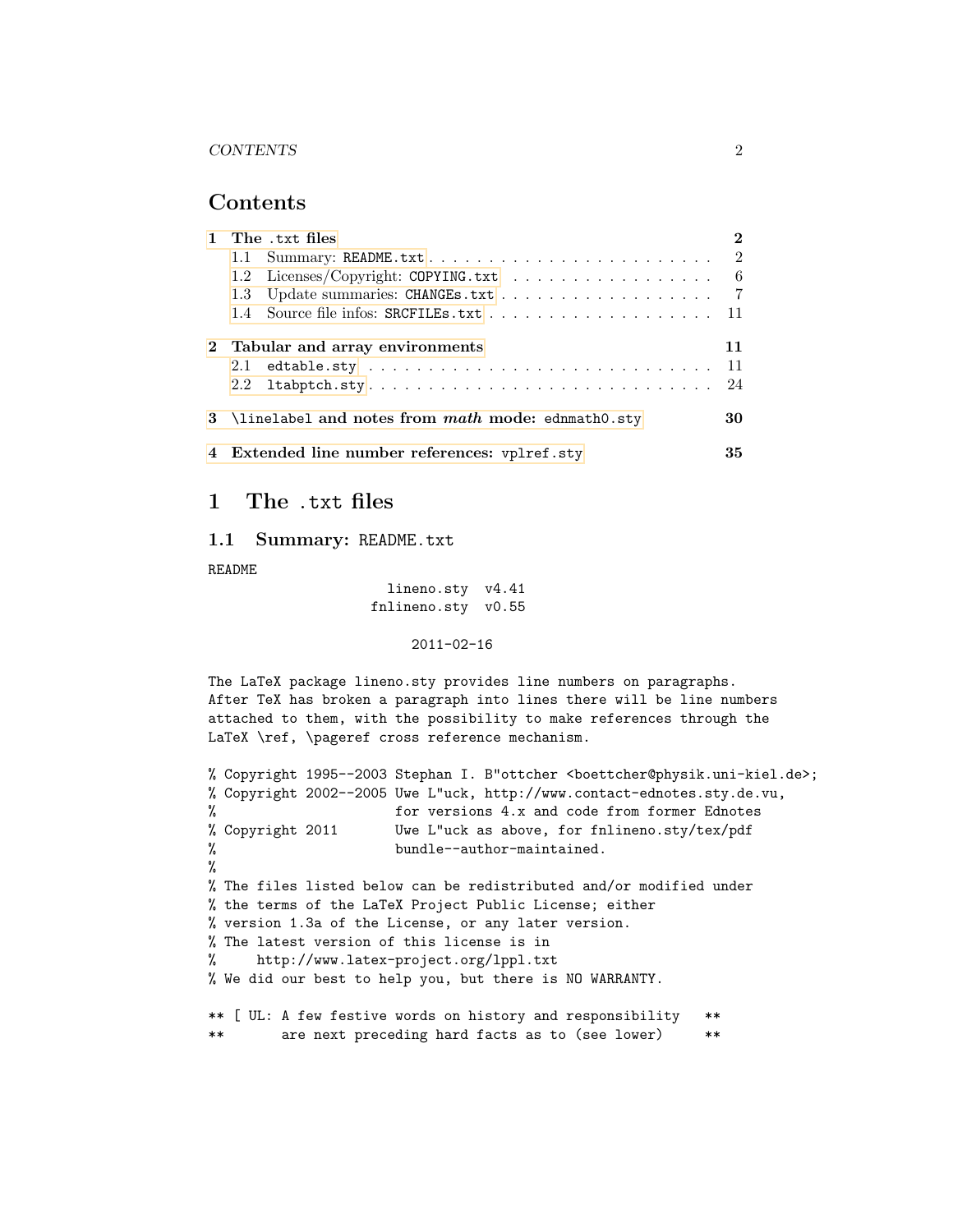# Contents

| | | |
|---|---|---|
| **1** | **The `.txt` files** | **2** |
| 1.1 | Summary: `README.txt` | 2 |
| 1.2 | Licenses/Copyright: `COPYING.txt` | 6 |
| 1.3 | Update summaries: `CHANGEs.txt` | 7 |
| 1.4 | Source file infos: `SRCFILEs.txt` | 11 |
| **2** | **Tabular and array environments** | **11** |
| 2.1 | `edtable.sty` | 11 |
| 2.2 | `ltabptch.sty` | 24 |
| **3** | **`\linelabel` and notes from *math* mode: `ednmath0.sty`** | **30** |
| **4** | **Extended line number references: `vplref.sty`** | **35** |

# 1 The `.txt` files

## 1.1 Summary: `README.txt`

```
README
                    lineno.sty  v4.41
                  fnlineno.sty  v0.55

                         2011-02-16

The LaTeX package lineno.sty provides line numbers on paragraphs.
After TeX has broken a paragraph into lines there will be line numbers
attached to them, with the possibility to make references through the
LaTeX \ref, \pageref cross reference mechanism.

% Copyright 1995--2003 Stephan I. B"ottcher <boettcher@physik.uni-kiel.de>;
% Copyright 2002--2005 Uwe L"uck, http://www.contact-ednotes.sty.de.vu,
%                      for versions 4.x and code from former Ednotes
% Copyright 2011       Uwe L"uck as above, for fnlineno.sty/tex/pdf
%                      bundle--author-maintained.
%
% The files listed below can be redistributed and/or modified under
% the terms of the LaTeX Project Public License; either
% version 1.3a of the License, or any later version.
% The latest version of this license is in
%     http://www.latex-project.org/lppl.txt
% We did our best to help you, but there is NO WARRANTY.

** [ UL: A few festive words on history and responsibility   **
**       are next preceding hard facts as to (see lower)     **
```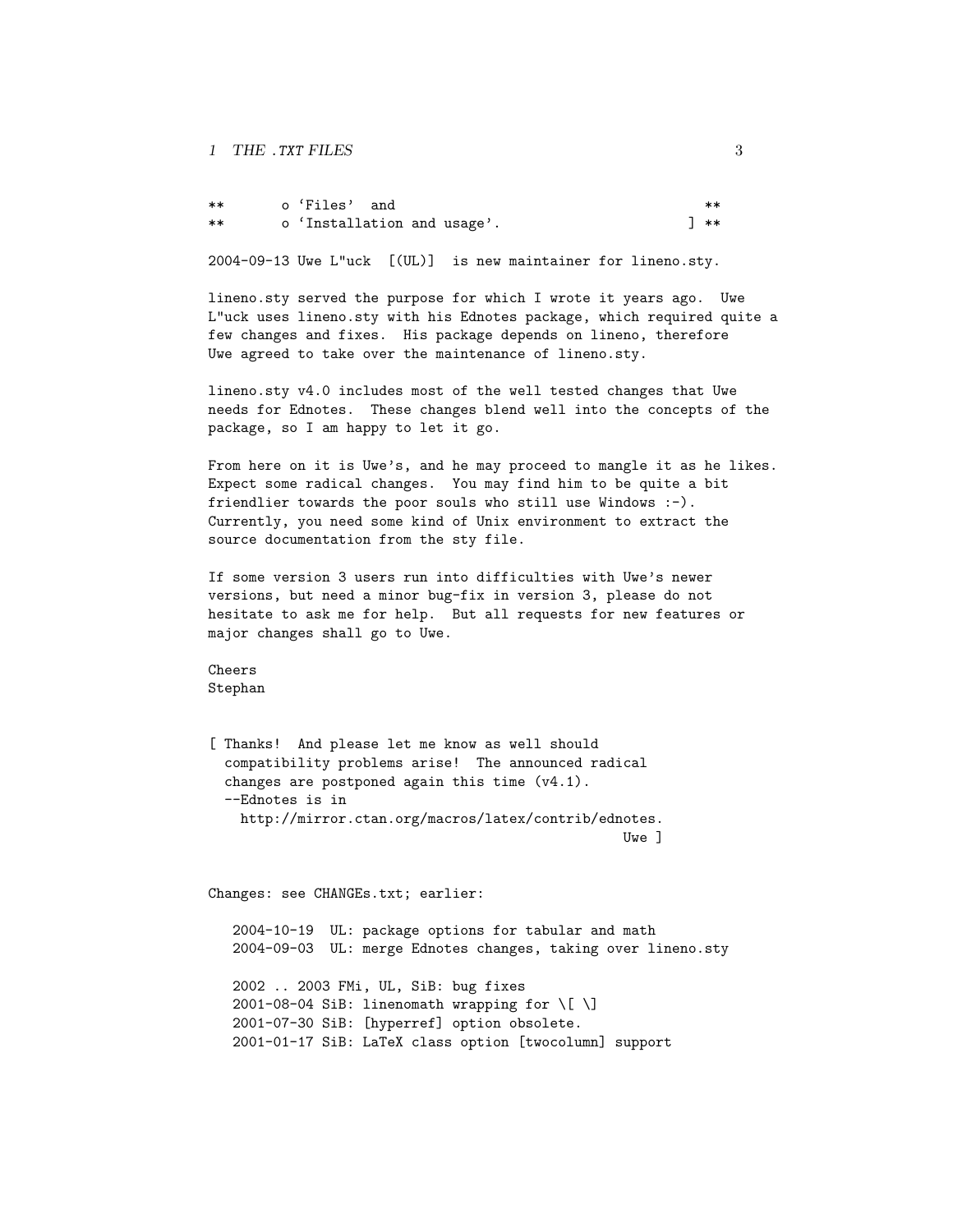```
**       o 'Files'  and                                    **
**       o 'Installation and usage'.                     ] **

2004-09-13 Uwe L"uck  [(UL)]  is new maintainer for lineno.sty.

lineno.sty served the purpose for which I wrote it years ago.  Uwe
L"uck uses lineno.sty with his Ednotes package, which required quite a
few changes and fixes.  His package depends on lineno, therefore
Uwe agreed to take over the maintenance of lineno.sty.

lineno.sty v4.0 includes most of the well tested changes that Uwe
needs for Ednotes.  These changes blend well into the concepts of the
package, so I am happy to let it go.

From here on it is Uwe's, and he may proceed to mangle it as he likes.
Expect some radical changes.  You may find him to be quite a bit
friendlier towards the poor souls who still use Windows :-).
Currently, you need some kind of Unix environment to extract the
source documentation from the sty file.

If some version 3 users run into difficulties with Uwe's newer
versions, but need a minor bug-fix in version 3, please do not
hesitate to ask me for help.  But all requests for new features or
major changes shall go to Uwe.

Cheers
Stephan


[ Thanks!  And please let me know as well should
  compatibility problems arise!  The announced radical
  changes are postponed again this time (v4.1).
  --Ednotes is in
    http://mirror.ctan.org/macros/latex/contrib/ednotes.
                                                Uwe ]


Changes: see CHANGEs.txt; earlier:

   2004-10-19  UL: package options for tabular and math
   2004-09-03  UL: merge Ednotes changes, taking over lineno.sty

   2002 .. 2003 FMi, UL, SiB: bug fixes
   2001-08-04 SiB: linenomath wrapping for \[ \]
   2001-07-30 SiB: [hyperref] option obsolete.
   2001-01-17 SiB: LaTeX class option [twocolumn] support
```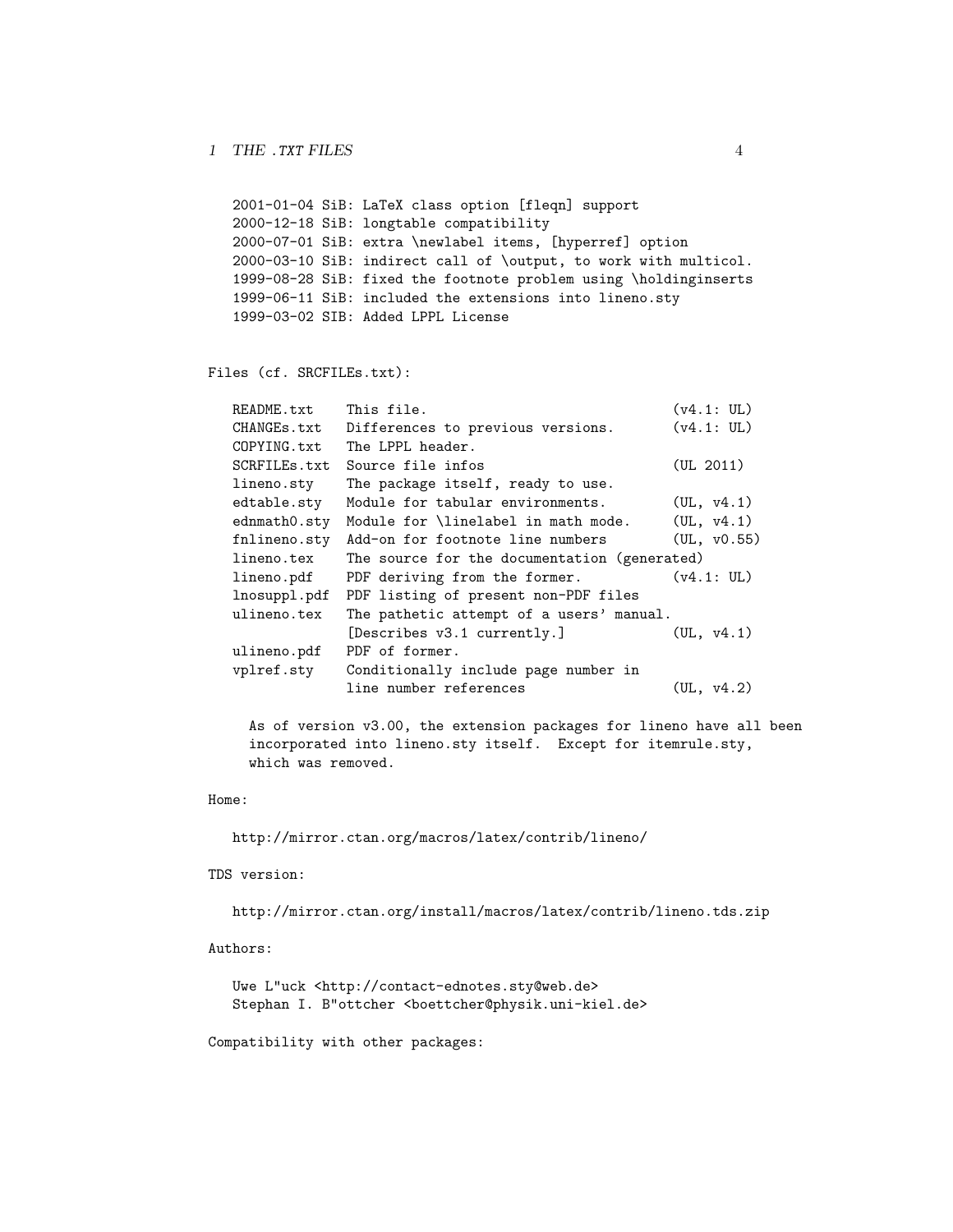```
   2001-01-04 SiB: LaTeX class option [fleqn] support
   2000-12-18 SiB: longtable compatibility
   2000-07-01 SiB: extra \newlabel items, [hyperref] option
   2000-03-10 SiB: indirect call of \output, to work with multicol.
   1999-08-28 SiB: fixed the footnote problem using \holdinginserts
   1999-06-11 SiB: included the extensions into lineno.sty
   1999-03-02 SIB: Added LPPL License


Files (cf. SRCFILEs.txt):

   README.txt    This file.                          (v4.1: UL)
   CHANGEs.txt   Differences to previous versions.   (v4.1: UL)
   COPYING.txt   The LPPL header.
   SCRFILEs.txt  Source file infos                   (UL 2011)
   lineno.sty    The package itself, ready to use.
   edtable.sty   Module for tabular environments.    (UL, v4.1)
   ednmath0.sty  Module for \linelabel in math mode.  (UL, v4.1)
   fnlineno.sty  Add-on for footnote line numbers     (UL, v0.55)
   lineno.tex    The source for the documentation (generated)
   lineno.pdf    PDF deriving from the former.        (v4.1: UL)
   lnosuppl.pdf  PDF listing of present non-PDF files
   ulineno.tex   The pathetic attempt of a users' manual.
                 [Describes v3.1 currently.]          (UL, v4.1)
   ulineno.pdf   PDF of former.
   vplref.sty    Conditionally include page number in
                 line number references               (UL, v4.2)

     As of version v3.00, the extension packages for lineno have all been
     incorporated into lineno.sty itself.  Except for itemrule.sty,
     which was removed.

Home:

   http://mirror.ctan.org/macros/latex/contrib/lineno/

TDS version:

   http://mirror.ctan.org/install/macros/latex/contrib/lineno.tds.zip

Authors:

   Uwe L"uck <http://contact-ednotes.sty@web.de>
   Stephan I. B"ottcher <boettcher@physik.uni-kiel.de>

Compatibility with other packages:
```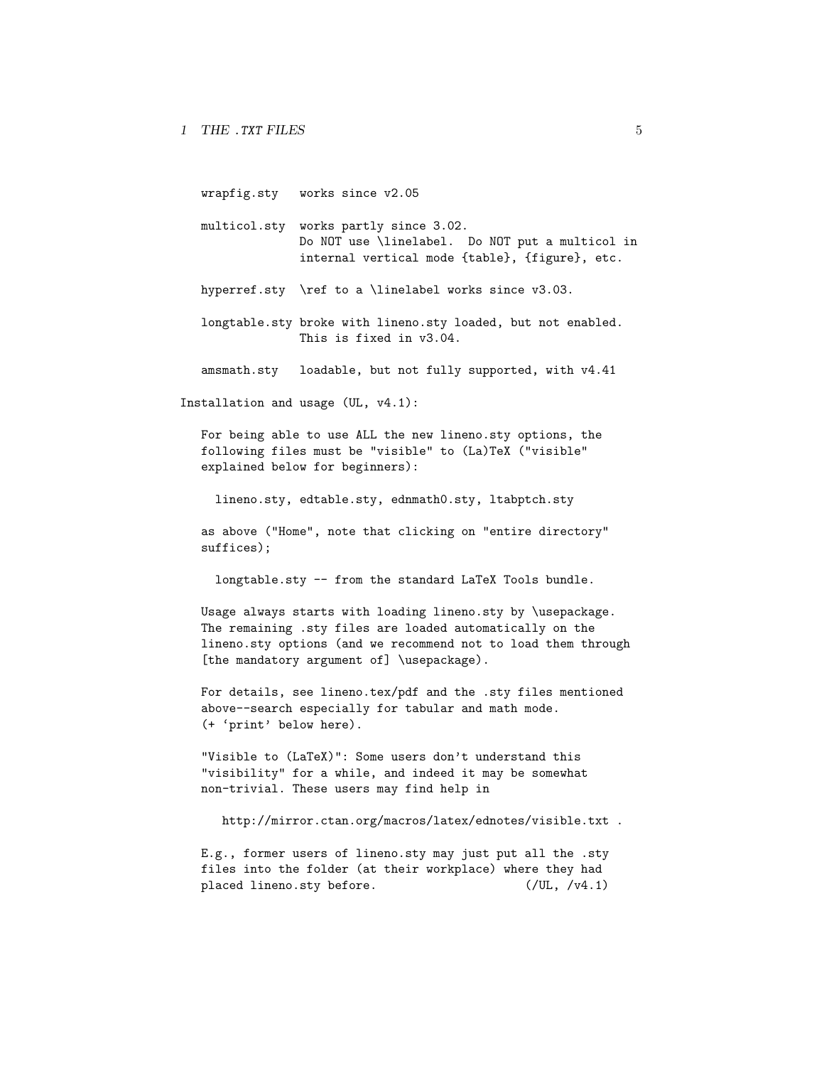```
   wrapfig.sty   works since v2.05

   multicol.sty  works partly since 3.02.
                 Do NOT use \linelabel.  Do NOT put a multicol in
                 internal vertical mode {table}, {figure}, etc.

   hyperref.sty  \ref to a \linelabel works since v3.03.

   longtable.sty broke with lineno.sty loaded, but not enabled.
                 This is fixed in v3.04.

   amsmath.sty   loadable, but not fully supported, with v4.41

Installation and usage (UL, v4.1):

   For being able to use ALL the new lineno.sty options, the
   following files must be "visible" to (La)TeX ("visible"
   explained below for beginners):

     lineno.sty, edtable.sty, ednmath0.sty, ltabptch.sty

   as above ("Home", note that clicking on "entire directory"
   suffices);

     longtable.sty -- from the standard LaTeX Tools bundle.

   Usage always starts with loading lineno.sty by \usepackage.
   The remaining .sty files are loaded automatically on the
   lineno.sty options (and we recommend not to load them through
   [the mandatory argument of] \usepackage).

   For details, see lineno.tex/pdf and the .sty files mentioned
   above--search especially for tabular and math mode.
   (+ `print' below here).

   "Visible to (LaTeX)": Some users don't understand this
   "visibility" for a while, and indeed it may be somewhat
   non-trivial. These users may find help in

      http://mirror.ctan.org/macros/latex/ednotes/visible.txt .

   E.g., former users of lineno.sty may just put all the .sty
   files into the folder (at their workplace) where they had
   placed lineno.sty before.                    (/UL, /v4.1)
```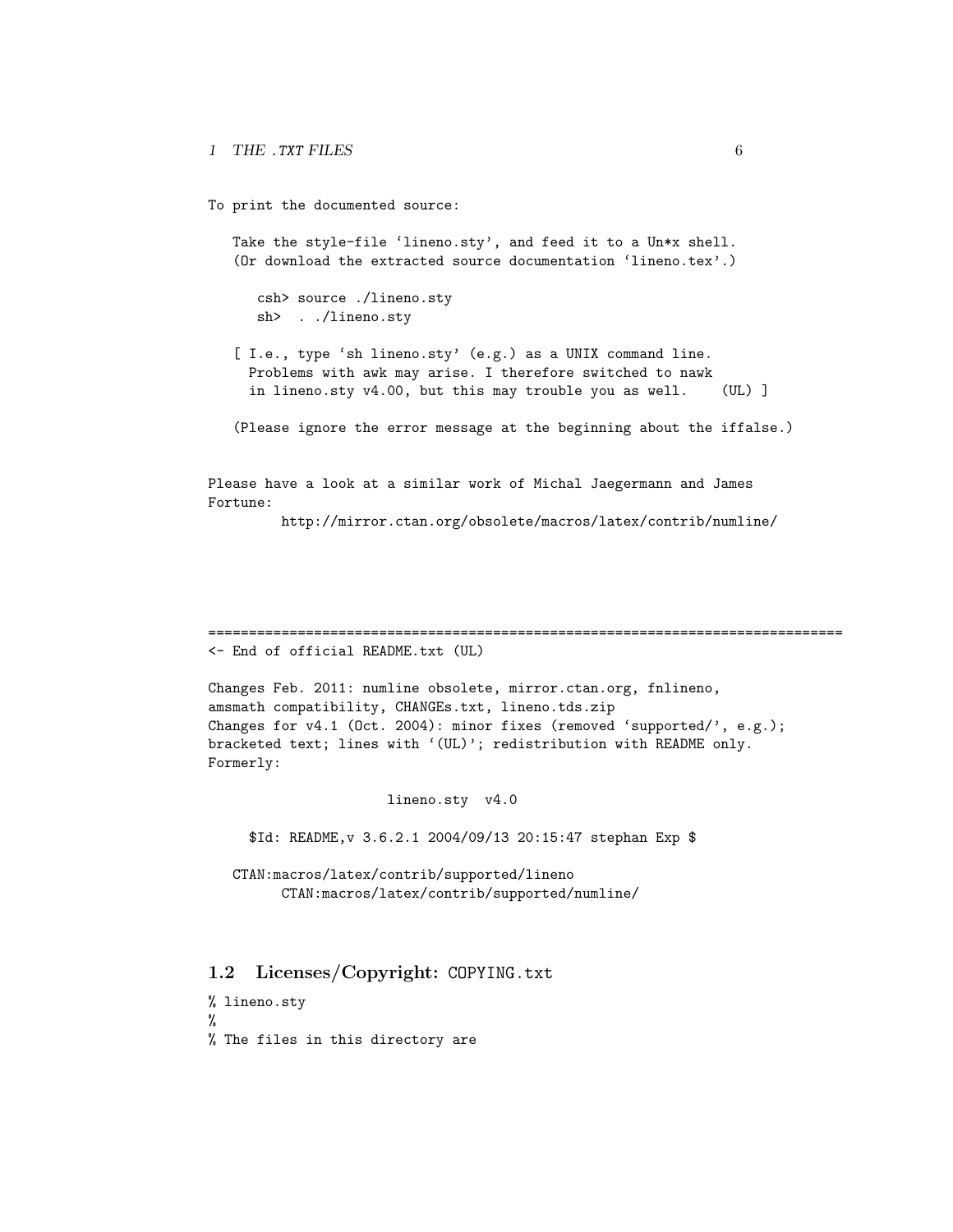```
To print the documented source:

   Take the style-file 'lineno.sty', and feed it to a Un*x shell.
   (Or download the extracted source documentation 'lineno.tex'.)

      csh> source ./lineno.sty
      sh>  . ./lineno.sty

   [ I.e., type 'sh lineno.sty' (e.g.) as a UNIX command line.
     Problems with awk may arise. I therefore switched to nawk
     in lineno.sty v4.00, but this may trouble you as well.    (UL) ]

   (Please ignore the error message at the beginning about the iffalse.)


Please have a look at a similar work of Michal Jaegermann and James
Fortune:
         http://mirror.ctan.org/obsolete/macros/latex/contrib/numline/




==============================================================================
<- End of official README.txt (UL)

Changes Feb. 2011: numline obsolete, mirror.ctan.org, fnlineno,
amsmath compatibility, CHANGEs.txt, lineno.tds.zip
Changes for v4.1 (Oct. 2004): minor fixes (removed 'supported/', e.g.);
bracketed text; lines with '(UL)'; redistribution with README only.
Formerly:

                      lineno.sty  v4.0

     $Id: README,v 3.6.2.1 2004/09/13 20:15:47 stephan Exp $

   CTAN:macros/latex/contrib/supported/lineno
         CTAN:macros/latex/contrib/supported/numline/
```

## 1.2 Licenses/Copyright: COPYING.txt

```
% lineno.sty
%
% The files in this directory are
```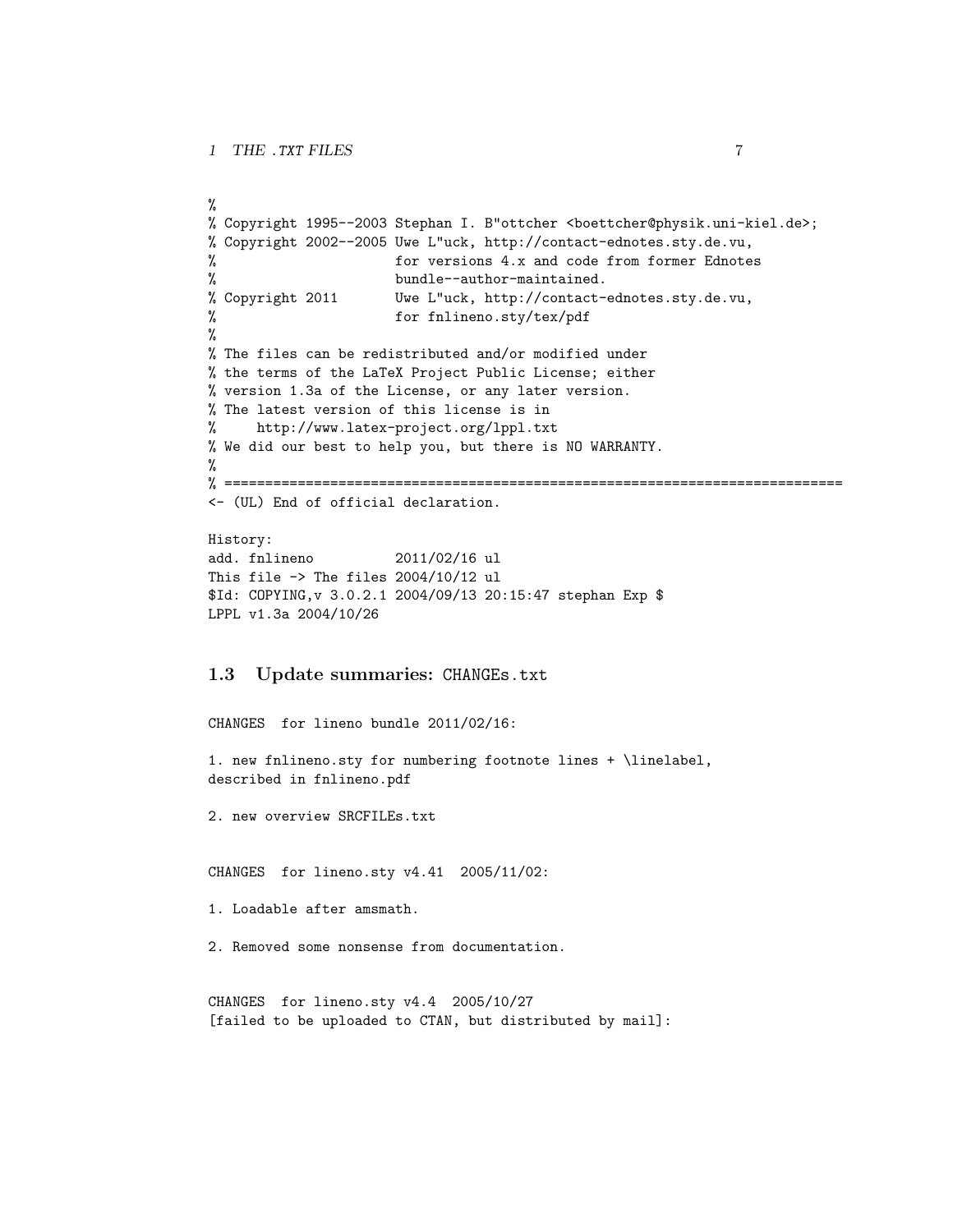```
%
% Copyright 1995--2003 Stephan I. B"ottcher <boettcher@physik.uni-kiel.de>;
% Copyright 2002--2005 Uwe L"uck, http://contact-ednotes.sty.de.vu,
%                      for versions 4.x and code from former Ednotes
%                      bundle--author-maintained.
% Copyright 2011       Uwe L"uck, http://contact-ednotes.sty.de.vu,
%                      for fnlineno.sty/tex/pdf
%
% The files can be redistributed and/or modified under
% the terms of the LaTeX Project Public License; either
% version 1.3a of the License, or any later version.
% The latest version of this license is in
%     http://www.latex-project.org/lppl.txt
% We did our best to help you, but there is NO WARRANTY.
%
% ===========================================================================
<- (UL) End of official declaration.

History:
add. fnlineno          2011/02/16 ul
This file -> The files 2004/10/12 ul
$Id: COPYING,v 3.0.2.1 2004/09/13 20:15:47 stephan Exp $
LPPL v1.3a 2004/10/26
```

### 1.3 Update summaries: CHANGEs.txt

```
CHANGES  for lineno bundle 2011/02/16:

1. new fnlineno.sty for numbering footnote lines + \linelabel,
described in fnlineno.pdf

2. new overview SRCFILEs.txt


CHANGES  for lineno.sty v4.41  2005/11/02:

1. Loadable after amsmath.

2. Removed some nonsense from documentation.


CHANGES  for lineno.sty v4.4  2005/10/27
[failed to be uploaded to CTAN, but distributed by mail]:
```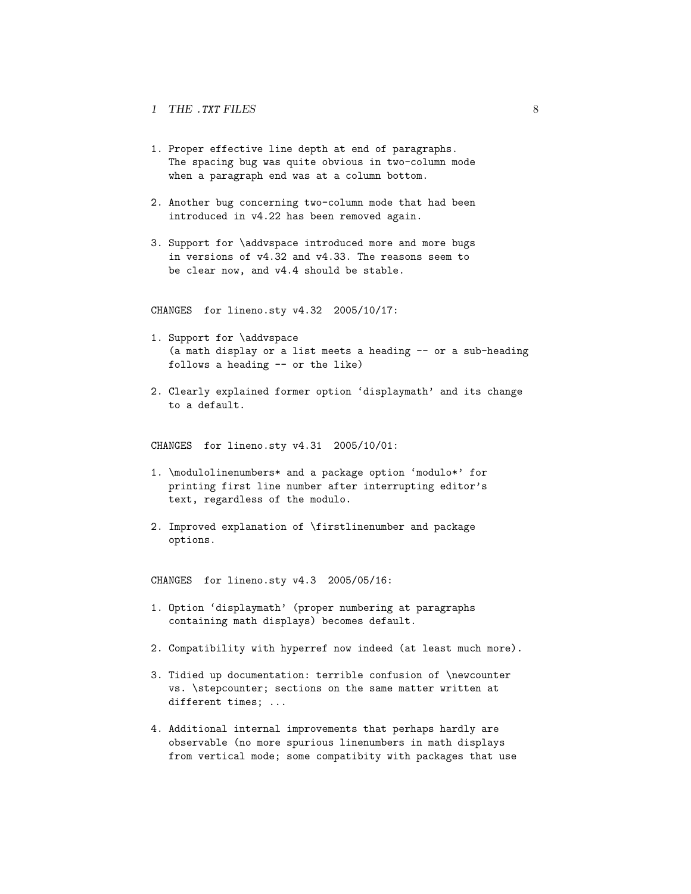1. Proper effective line depth at end of paragraphs.
   The spacing bug was quite obvious in two-column mode
   when a paragraph end was at a column bottom.

2. Another bug concerning two-column mode that had been
   introduced in v4.22 has been removed again.

3. Support for \addvspace introduced more and more bugs
   in versions of v4.32 and v4.33. The reasons seem to
   be clear now, and v4.4 should be stable.

CHANGES  for lineno.sty v4.32  2005/10/17:

1. Support for \addvspace
   (a math display or a list meets a heading -- or a sub-heading
   follows a heading -- or the like)

2. Clearly explained former option 'displaymath' and its change
   to a default.

CHANGES  for lineno.sty v4.31  2005/10/01:

1. \modulolinenumbers* and a package option 'modulo*' for
   printing first line number after interrupting editor's
   text, regardless of the modulo.

2. Improved explanation of \firstlinenumber and package
   options.

CHANGES  for lineno.sty v4.3  2005/05/16:

1. Option 'displaymath' (proper numbering at paragraphs
   containing math displays) becomes default.

2. Compatibility with hyperref now indeed (at least much more).

3. Tidied up documentation: terrible confusion of \newcounter
   vs. \stepcounter; sections on the same matter written at
   different times; ...

4. Additional internal improvements that perhaps hardly are
   observable (no more spurious linenumbers in math displays
   from vertical mode; some compatibity with packages that use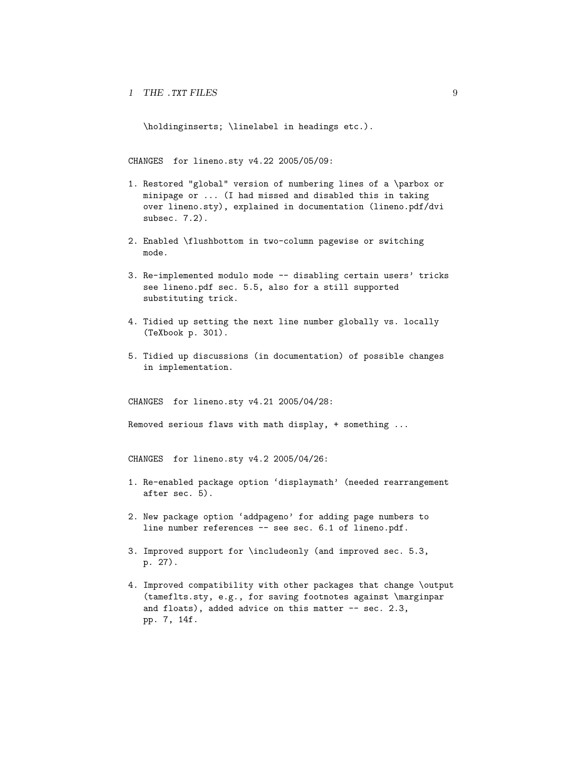\holdinginserts; \linelabel in headings etc.).

CHANGES  for lineno.sty v4.22 2005/05/09:

1. Restored "global" version of numbering lines of a \parbox or minipage or ... (I had missed and disabled this in taking over lineno.sty), explained in documentation (lineno.pdf/dvi subsec. 7.2).

2. Enabled \flushbottom in two-column pagewise or switching mode.

3. Re-implemented modulo mode -- disabling certain users' tricks see lineno.pdf sec. 5.5, also for a still supported substituting trick.

4. Tidied up setting the next line number globally vs. locally (TeXbook p. 301).

5. Tidied up discussions (in documentation) of possible changes in implementation.

CHANGES  for lineno.sty v4.21 2005/04/28:

Removed serious flaws with math display, + something ...

CHANGES  for lineno.sty v4.2 2005/04/26:

1. Re-enabled package option 'displaymath' (needed rearrangement after sec. 5).

2. New package option 'addpageno' for adding page numbers to line number references -- see sec. 6.1 of lineno.pdf.

3. Improved support for \includeonly (and improved sec. 5.3, p. 27).

4. Improved compatibility with other packages that change \output (tameflts.sty, e.g., for saving footnotes against \marginpar and floats), added advice on this matter -- sec. 2.3, pp. 7, 14f.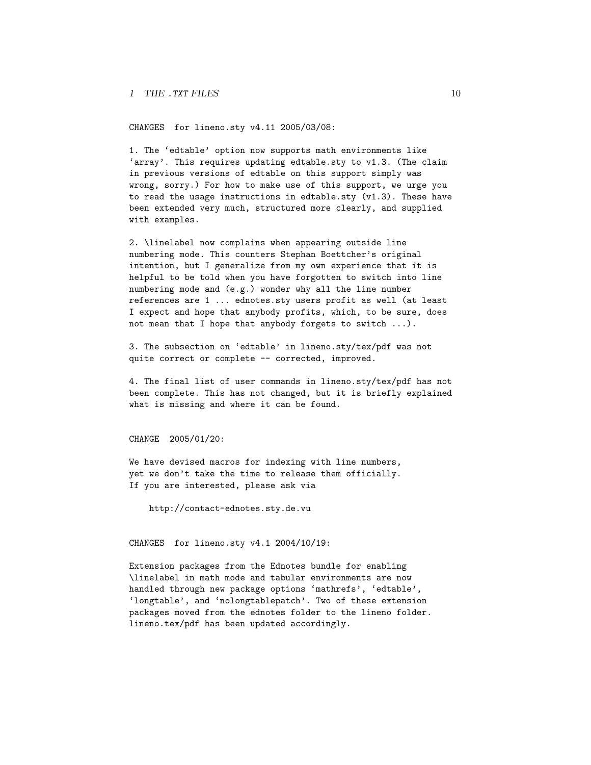CHANGES  for lineno.sty v4.11 2005/03/08:

1. The ‘edtable’ option now supports math environments like ‘array’. This requires updating edtable.sty to v1.3. (The claim in previous versions of edtable on this support simply was wrong, sorry.) For how to make use of this support, we urge you to read the usage instructions in edtable.sty (v1.3). These have been extended very much, structured more clearly, and supplied with examples.

2. \linelabel now complains when appearing outside line numbering mode. This counters Stephan Boettcher’s original intention, but I generalize from my own experience that it is helpful to be told when you have forgotten to switch into line numbering mode and (e.g.) wonder why all the line number references are 1 ... ednotes.sty users profit as well (at least I expect and hope that anybody profits, which, to be sure, does not mean that I hope that anybody forgets to switch ...).

3. The subsection on ‘edtable’ in lineno.sty/tex/pdf was not quite correct or complete -- corrected, improved.

4. The final list of user commands in lineno.sty/tex/pdf has not been complete. This has not changed, but it is briefly explained what is missing and where it can be found.

CHANGE  2005/01/20:

We have devised macros for indexing with line numbers, yet we don’t take the time to release them officially. If you are interested, please ask via

    http://contact-ednotes.sty.de.vu

CHANGES  for lineno.sty v4.1 2004/10/19:

Extension packages from the Ednotes bundle for enabling \linelabel in math mode and tabular environments are now handled through new package options ‘mathrefs’, ‘edtable’, ‘longtable’, and ‘nolongtablepatch’. Two of these extension packages moved from the ednotes folder to the lineno folder. lineno.tex/pdf has been updated accordingly.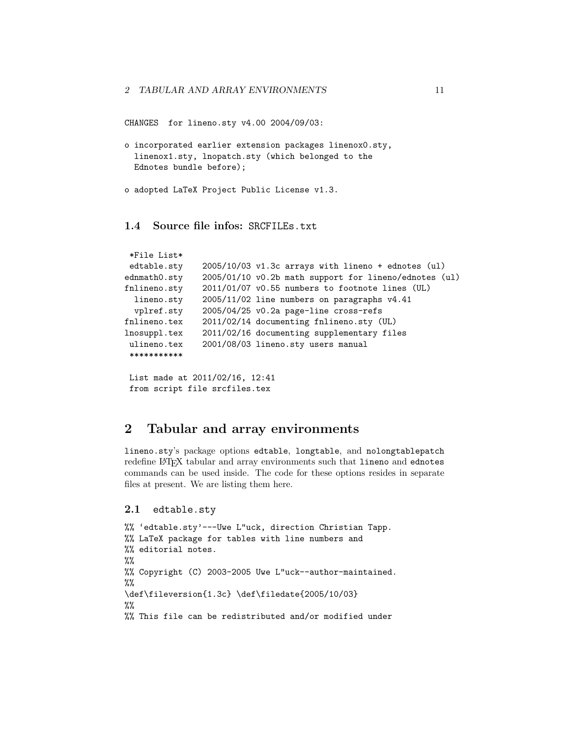```
CHANGES  for lineno.sty v4.00 2004/09/03:

o incorporated earlier extension packages linenox0.sty,
  linenox1.sty, lnopatch.sty (which belonged to the
  Ednotes bundle before);

o adopted LaTeX Project Public License v1.3.
```

### 1.4 Source file infos: `SRCFILEs.txt`

```
 *File List*
 edtable.sty    2005/10/03 v1.3c arrays with lineno + ednotes (ul)
ednmath0.sty    2005/01/10 v0.2b math support for lineno/ednotes (ul)
fnlineno.sty    2011/01/07 v0.55 numbers to footnote lines (UL)
  lineno.sty    2005/11/02 line numbers on paragraphs v4.41
  vplref.sty    2005/04/25 v0.2a page-line cross-refs
fnlineno.tex    2011/02/14 documenting fnlineno.sty (UL)
lnosuppl.tex    2011/02/16 documenting supplementary files
 ulineno.tex    2001/08/03 lineno.sty users manual
 ***********

 List made at 2011/02/16, 12:41
 from script file srcfiles.tex
```

## 2 Tabular and array environments

`lineno.sty`'s package options `edtable`, `longtable`, and `nolongtablepatch` redefine LaTeX tabular and array environments such that `lineno` and `ednotes` commands can be used inside. The code for these options resides in separate files at present. We are listing them here.

### 2.1 `edtable.sty`

```
%% `edtable.sty'---Uwe L"uck, direction Christian Tapp.
%% LaTeX package for tables with line numbers and
%% editorial notes.
%%
%% Copyright (C) 2003-2005 Uwe L"uck--author-maintained.
%%
\def\fileversion{1.3c} \def\filedate{2005/10/03}
%%
%% This file can be redistributed and/or modified under
```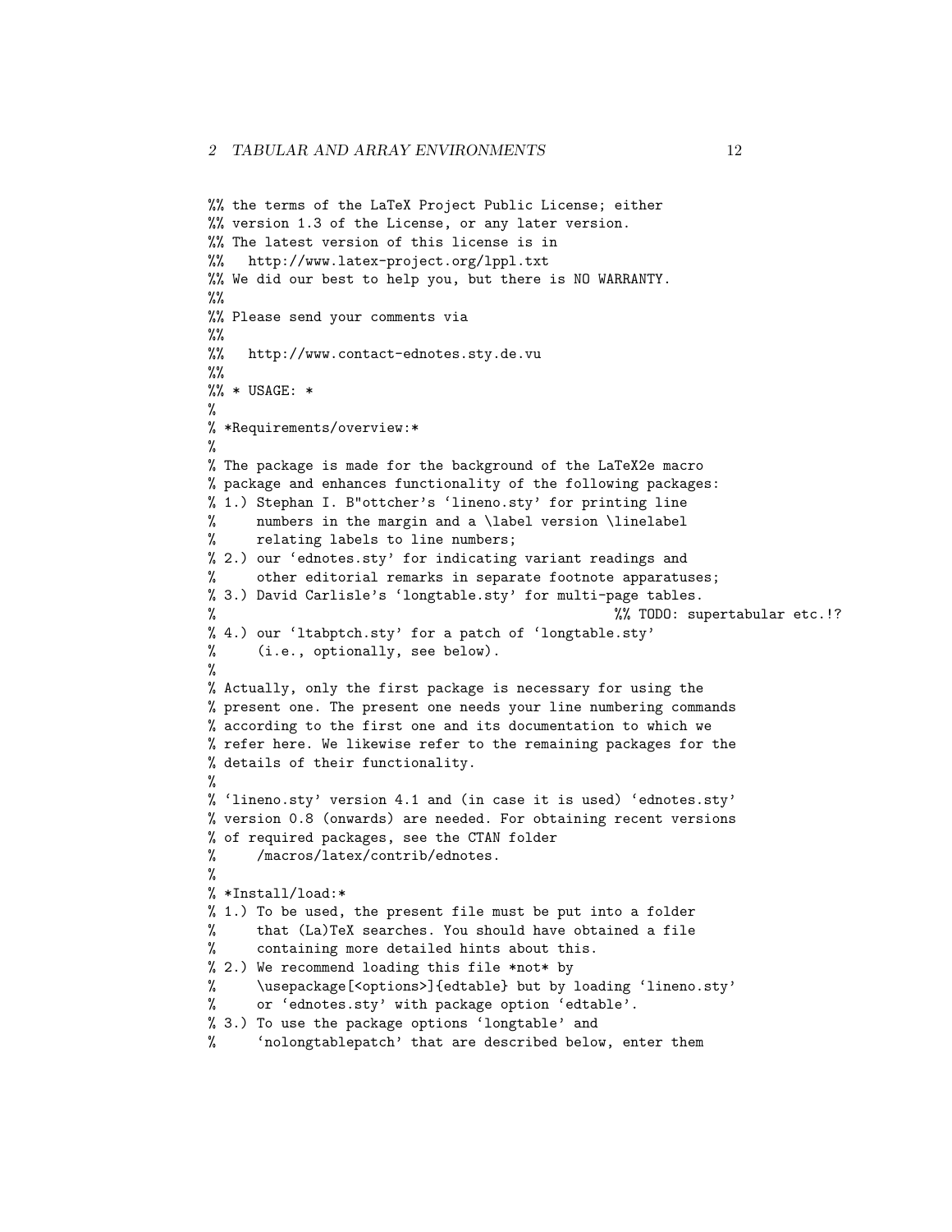```
%% the terms of the LaTeX Project Public License; either
%% version 1.3 of the License, or any later version.
%% The latest version of this license is in
%%   http://www.latex-project.org/lppl.txt
%% We did our best to help you, but there is NO WARRANTY.
%%
%% Please send your comments via
%%
%%   http://www.contact-ednotes.sty.de.vu
%%
%% * USAGE: *
%
% *Requirements/overview:*
%
% The package is made for the background of the LaTeX2e macro
% package and enhances functionality of the following packages:
% 1.) Stephan I. B"ottcher's `lineno.sty' for printing line
%     numbers in the margin and a \label version \linelabel
%     relating labels to line numbers;
% 2.) our `ednotes.sty' for indicating variant readings and
%     other editorial remarks in separate footnote apparatuses;
% 3.) David Carlisle's `longtable.sty' for multi-page tables.
%                                            %% TODO: supertabular etc.!?
% 4.) our `ltabptch.sty' for a patch of `longtable.sty'
%     (i.e., optionally, see below).
%
% Actually, only the first package is necessary for using the
% present one. The present one needs your line numbering commands
% according to the first one and its documentation to which we
% refer here. We likewise refer to the remaining packages for the
% details of their functionality.
%
% `lineno.sty' version 4.1 and (in case it is used) `ednotes.sty'
% version 0.8 (onwards) are needed. For obtaining recent versions
% of required packages, see the CTAN folder
%     /macros/latex/contrib/ednotes.
%
% *Install/load:*
% 1.) To be used, the present file must be put into a folder
%     that (La)TeX searches. You should have obtained a file
%     containing more detailed hints about this.
% 2.) We recommend loading this file *not* by
%     \usepackage[<options>]{edtable} but by loading `lineno.sty'
%     or `ednotes.sty' with package option `edtable'.
% 3.) To use the package options `longtable' and
%     `nolongtablepatch' that are described below, enter them
```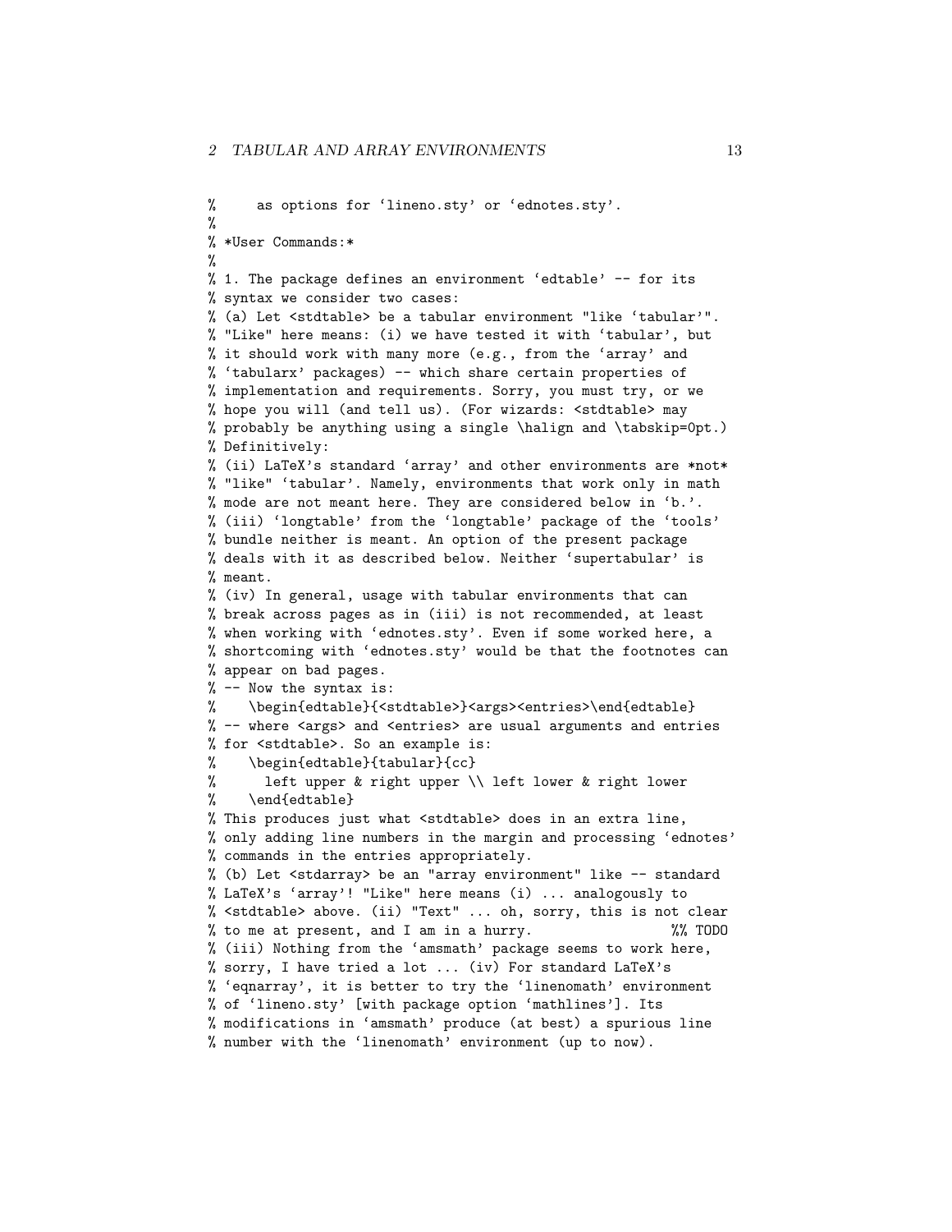```
%     as options for `lineno.sty' or `ednotes.sty'.
%
% *User Commands:*
%
% 1. The package defines an environment `edtable' -- for its
% syntax we consider two cases:
% (a) Let <stdtable> be a tabular environment "like `tabular'".
% "Like" here means: (i) we have tested it with `tabular', but
% it should work with many more (e.g., from the `array' and
% `tabularx' packages) -- which share certain properties of
% implementation and requirements. Sorry, you must try, or we
% hope you will (and tell us). (For wizards: <stdtable> may
% probably be anything using a single \halign and \tabskip=0pt.)
% Definitively:
% (ii) LaTeX's standard `array' and other environments are *not*
% "like" `tabular'. Namely, environments that work only in math
% mode are not meant here. They are considered below in `b.'.
% (iii) `longtable' from the `longtable' package of the `tools'
% bundle neither is meant. An option of the present package
% deals with it as described below. Neither `supertabular' is
% meant.
% (iv) In general, usage with tabular environments that can
% break across pages as in (iii) is not recommended, at least
% when working with `ednotes.sty'. Even if some worked here, a
% shortcoming with `ednotes.sty' would be that the footnotes can
% appear on bad pages.
% -- Now the syntax is:
%    \begin{edtable}{<stdtable>}<args><entries>\end{edtable}
% -- where <args> and <entries> are usual arguments and entries
% for <stdtable>. So an example is:
%    \begin{edtable}{tabular}{cc}
%      left upper & right upper \\ left lower & right lower
%    \end{edtable}
% This produces just what <stdtable> does in an extra line,
% only adding line numbers in the margin and processing `ednotes'
% commands in the entries appropriately.
% (b) Let <stdarray> be an "array environment" like -- standard
% LaTeX's `array'! "Like" here means (i) ... analogously to
% <stdtable> above. (ii) "Text" ... oh, sorry, this is not clear
% to me at present, and I am in a hurry.                %% TODO
% (iii) Nothing from the `amsmath' package seems to work here,
% sorry, I have tried a lot ... (iv) For standard LaTeX's
% `eqnarray', it is better to try the `linenomath' environment
% of `lineno.sty' [with package option `mathlines']. Its
% modifications in `amsmath' produce (at best) a spurious line
% number with the `linenomath' environment (up to now).
```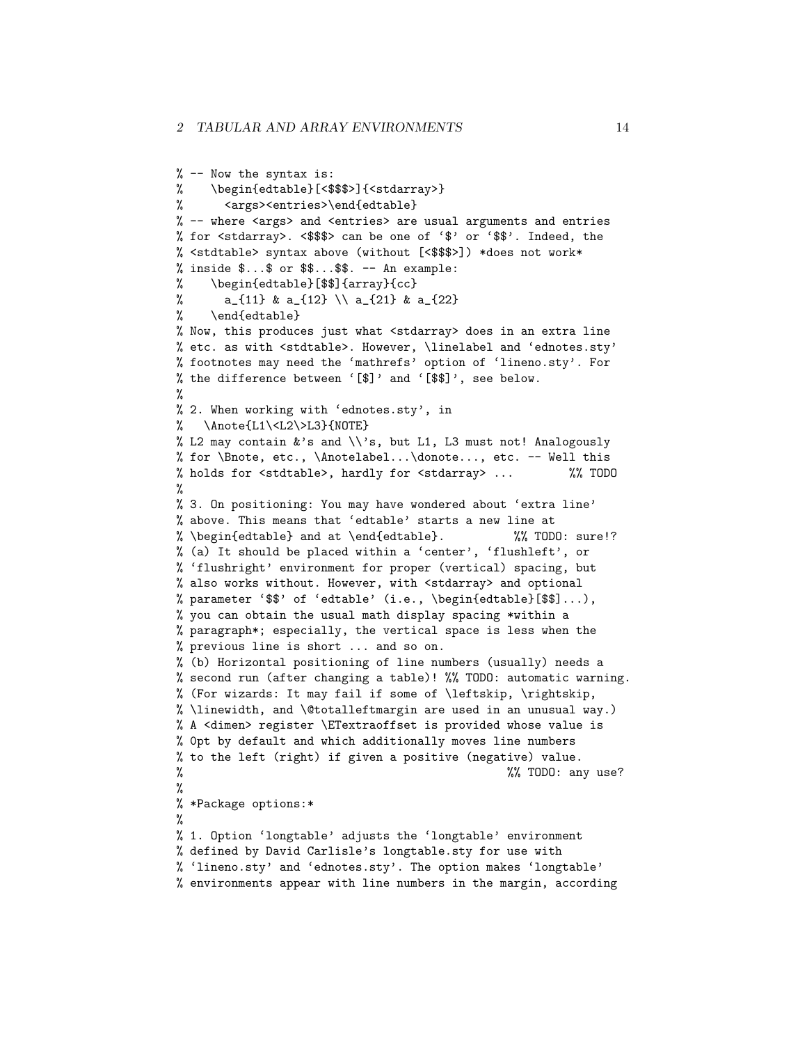```
% -- Now the syntax is:
%    \begin{edtable}[<$$$>]{<stdarray>}
%      <args><entries>\end{edtable}
% -- where <args> and <entries> are usual arguments and entries
% for <stdarray>. <$$$> can be one of `$' or `$$'. Indeed, the
% <stdtable> syntax above (without [<$$$>]) *does not work*
% inside $...$ or $$...$$. -- An example:
%    \begin{edtable}[$$]{array}{cc}
%      a_{11} & a_{12} \\ a_{21} & a_{22}
%    \end{edtable}
% Now, this produces just what <stdarray> does in an extra line
% etc. as with <stdtable>. However, \linelabel and `ednotes.sty'
% footnotes may need the `mathrefs' option of `lineno.sty'. For
% the difference between `[$]' and `[$$]', see below.
%
% 2. When working with `ednotes.sty', in
%   \Anote{L1\<L2\>L3}{NOTE}
% L2 may contain &'s and \\'s, but L1, L3 must not! Analogously
% for \Bnote, etc., \Anotelabel...\donote..., etc. -- Well this
% holds for <stdtable>, hardly for <stdarray> ...        %% TODO
%
% 3. On positioning: You may have wondered about `extra line'
% above. This means that `edtable' starts a new line at
% \begin{edtable} and at \end{edtable}.          %% TODO: sure!?
% (a) It should be placed within a `center', `flushleft', or
% `flushright' environment for proper (vertical) spacing, but
% also works without. However, with <stdarray> and optional
% parameter `$$' of `edtable' (i.e., \begin{edtable}[$$]...),
% you can obtain the usual math display spacing *within a
% paragraph*; especially, the vertical space is less when the
% previous line is short ... and so on.
% (b) Horizontal positioning of line numbers (usually) needs a
% second run (after changing a table)! %% TODO: automatic warning.
% (For wizards: It may fail if some of \leftskip, \rightskip,
% \linewidth, and \@totalleftmargin are used in an unusual way.)
% A <dimen> register \ETextraoffset is provided whose value is
% 0pt by default and which additionally moves line numbers
% to the left (right) if given a positive (negative) value.
%                                                %% TODO: any use?
%
% *Package options:*
%
% 1. Option `longtable' adjusts the `longtable' environment
% defined by David Carlisle's longtable.sty for use with
% `lineno.sty' and `ednotes.sty'. The option makes `longtable'
% environments appear with line numbers in the margin, according
```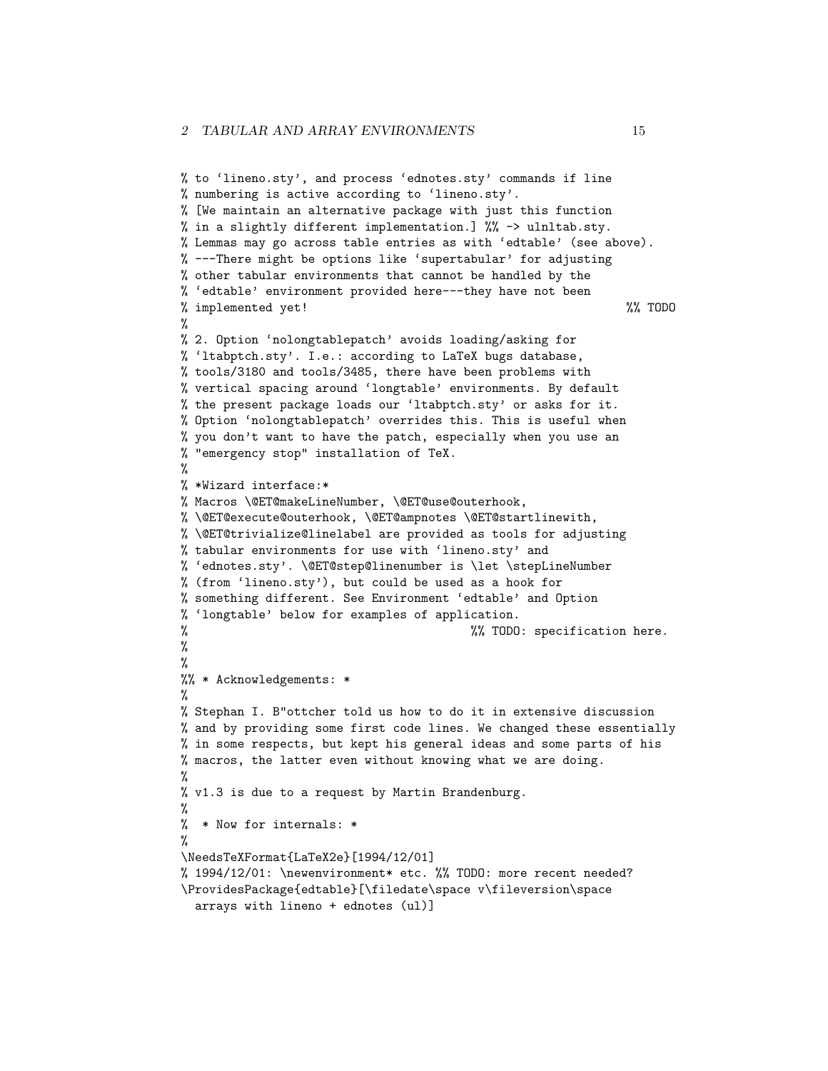```
% to ‘lineno.sty’, and process ‘ednotes.sty’ commands if line
% numbering is active according to ‘lineno.sty’.
% [We maintain an alternative package with just this function
% in a slightly different implementation.] %% -> ulnltab.sty.
% Lemmas may go across table entries as with ‘edtable’ (see above).
% ---There might be options like ‘supertabular’ for adjusting
% other tabular environments that cannot be handled by the
% ‘edtable’ environment provided here---they have not been
% implemented yet!                                          %% TODO
%
% 2. Option ‘nolongtablepatch’ avoids loading/asking for
% ‘ltabptch.sty’. I.e.: according to LaTeX bugs database,
% tools/3180 and tools/3485, there have been problems with
% vertical spacing around ‘longtable’ environments. By default
% the present package loads our ‘ltabptch.sty’ or asks for it.
% Option ‘nolongtablepatch’ overrides this. This is useful when
% you don’t want to have the patch, especially when you use an
% "emergency stop" installation of TeX.
%
% *Wizard interface:*
% Macros \@ET@makeLineNumber, \@ET@use@outerhook,
% \@ET@execute@outerhook, \@ET@ampnotes \@ET@startlinewith,
% \@ET@trivialize@linelabel are provided as tools for adjusting
% tabular environments for use with ‘lineno.sty’ and
% ‘ednotes.sty’. \@ET@step@linenumber is \let \stepLineNumber
% (from ‘lineno.sty’), but could be used as a hook for
% something different. See Environment ‘edtable’ and Option
% ‘longtable’ below for examples of application.
%                                       %% TODO: specification here.
%
%
%% * Acknowledgements: *
%
% Stephan I. B"ottcher told us how to do it in extensive discussion
% and by providing some first code lines. We changed these essentially
% in some respects, but kept his general ideas and some parts of his
% macros, the latter even without knowing what we are doing.
%
% v1.3 is due to a request by Martin Brandenburg.
%
%  * Now for internals: *
%
\NeedsTeXFormat{LaTeX2e}[1994/12/01]
% 1994/12/01: \newenvironment* etc. %% TODO: more recent needed?
\ProvidesPackage{edtable}[\filedate\space v\fileversion\space
  arrays with lineno + ednotes (ul)]
```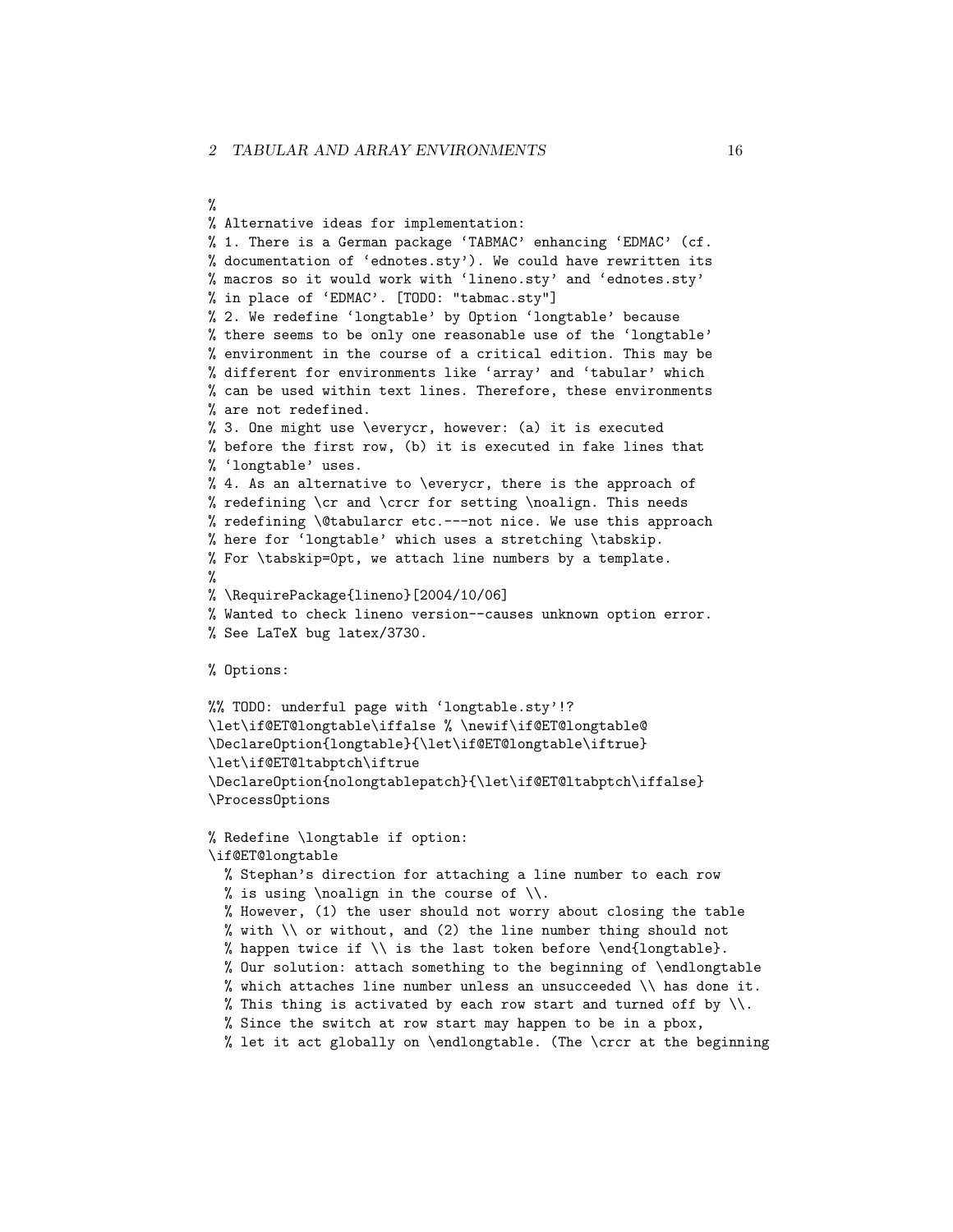```
%
% Alternative ideas for implementation:
% 1. There is a German package ‘TABMAC’ enhancing ‘EDMAC’ (cf.
% documentation of ‘ednotes.sty’). We could have rewritten its
% macros so it would work with ‘lineno.sty’ and ‘ednotes.sty’
% in place of ‘EDMAC’. [TODO: "tabmac.sty"]
% 2. We redefine ‘longtable’ by Option ‘longtable’ because
% there seems to be only one reasonable use of the ‘longtable’
% environment in the course of a critical edition. This may be
% different for environments like ‘array’ and ‘tabular’ which
% can be used within text lines. Therefore, these environments
% are not redefined.
% 3. One might use \everycr, however: (a) it is executed
% before the first row, (b) it is executed in fake lines that
% ‘longtable’ uses.
% 4. As an alternative to \everycr, there is the approach of
% redefining \cr and \crcr for setting \noalign. This needs
% redefining \@tabularcr etc.---not nice. We use this approach
% here for ‘longtable’ which uses a stretching \tabskip.
% For \tabskip=0pt, we attach line numbers by a template.
%
% \RequirePackage{lineno}[2004/10/06]
% Wanted to check lineno version--causes unknown option error.
% See LaTeX bug latex/3730.

% Options:

%% TODO: underful page with ‘longtable.sty’!?
\let\if@ET@longtable\iffalse % \newif\if@ET@longtable@
\DeclareOption{longtable}{\let\if@ET@longtable\iftrue}
\let\if@ET@ltabptch\iftrue
\DeclareOption{nolongtablepatch}{\let\if@ET@ltabptch\iffalse}
\ProcessOptions

% Redefine \longtable if option:
\if@ET@longtable
  % Stephan’s direction for attaching a line number to each row
  % is using \noalign in the course of \\.
  % However, (1) the user should not worry about closing the table
  % with \\ or without, and (2) the line number thing should not
  % happen twice if \\ is the last token before \end{longtable}.
  % Our solution: attach something to the beginning of \endlongtable
  % which attaches line number unless an unsucceeded \\ has done it.
  % This thing is activated by each row start and turned off by \\.
  % Since the switch at row start may happen to be in a pbox,
  % let it act globally on \endlongtable. (The \crcr at the beginning
```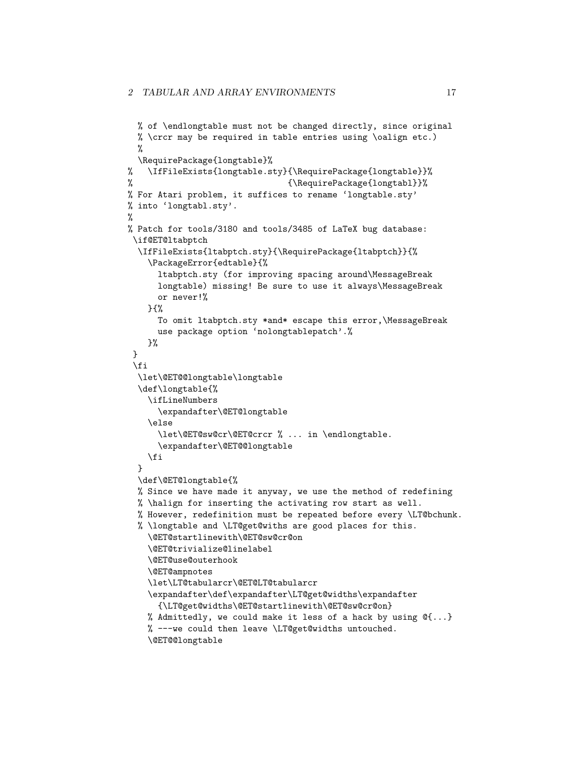```
  % of \endlongtable must not be changed directly, since original
  % \crcr may be required in table entries using \oalign etc.)
  %
  \RequirePackage{longtable}%
%   \IfFileExists{longtable.sty}{\RequirePackage{longtable}}%
%                               {\RequirePackage{longtabl}}%
% For Atari problem, it suffices to rename `longtable.sty'
% into `longtabl.sty'.
%
% Patch for tools/3180 and tools/3485 of LaTeX bug database:
 \if@ET@ltabptch
  \IfFileExists{ltabptch.sty}{\RequirePackage{ltabptch}}{%
    \PackageError{edtable}{%
      ltabptch.sty (for improving spacing around\MessageBreak
      longtable) missing! Be sure to use it always\MessageBreak
      or never!%
    }{%
      To omit ltabptch.sty *and* escape this error,\MessageBreak
      use package option `nolongtablepatch'.%
    }%
 }
 \fi
  \let\@ET@@longtable\longtable
  \def\longtable{%
    \ifLineNumbers
      \expandafter\@ET@longtable
    \else
      \let\@ET@sw@cr\@ET@crcr % ... in \endlongtable.
      \expandafter\@ET@@longtable
    \fi
  }
  \def\@ET@longtable{%
  % Since we have made it anyway, we use the method of redefining
  % \halign for inserting the activating row start as well.
  % However, redefinition must be repeated before every \LT@bchunk.
  % \longtable and \LT@get@withs are good places for this.
    \@ET@startlinewith\@ET@sw@cr@on
    \@ET@trivialize@linelabel
    \@ET@use@outerhook
    \@ET@ampnotes
    \let\LT@tabularcr\@ET@LT@tabularcr
    \expandafter\def\expandafter\LT@get@widths\expandafter
      {\LT@get@widths\@ET@startlinewith\@ET@sw@cr@on}
    % Admittedly, we could make it less of a hack by using @{...}
    % ---we could then leave \LT@get@widths untouched.
    \@ET@@longtable
```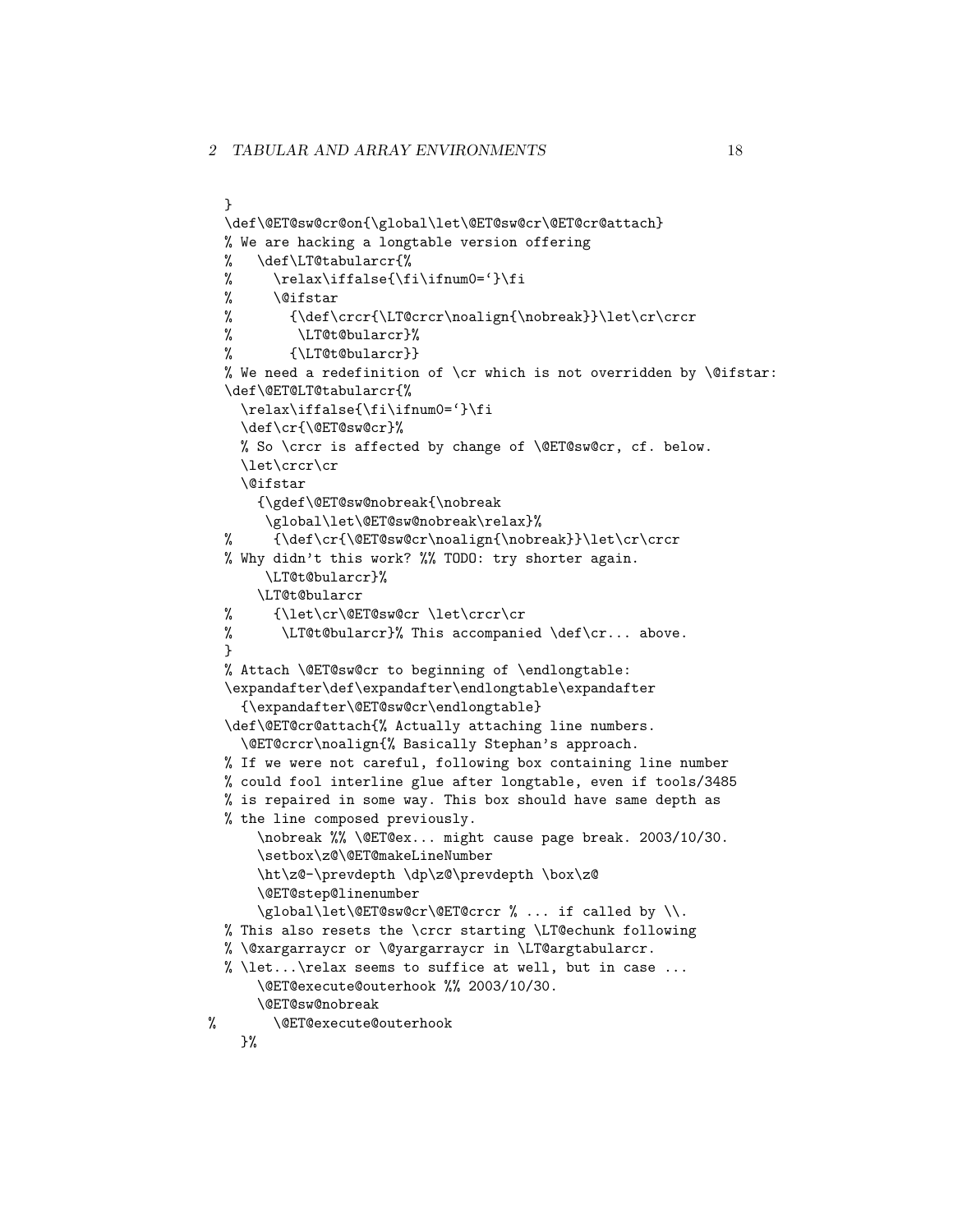```
}
\def\@ET@sw@cr@on{\global\let\@ET@sw@cr\@ET@cr@attach}
% We are hacking a longtable version offering
%   \def\LT@tabularcr{%
%     \relax\iffalse{\fi\ifnum0=`}\fi
%     \@ifstar
%       {\def\crcr{\LT@crcr\noalign{\nobreak}}\let\cr\crcr
%        \LT@t@bularcr}%
%       {\LT@t@bularcr}}
% We need a redefinition of \cr which is not overridden by \@ifstar:
\def\@ET@LT@tabularcr{%
  \relax\iffalse{\fi\ifnum0=`}\fi
  \def\cr{\@ET@sw@cr}%
  % So \crcr is affected by change of \@ET@sw@cr, cf. below.
  \let\crcr\cr
  \@ifstar
    {\gdef\@ET@sw@nobreak{\nobreak
     \global\let\@ET@sw@nobreak\relax}%
%     {\def\cr{\@ET@sw@cr\noalign{\nobreak}}\let\cr\crcr
% Why didn't this work? %% TODO: try shorter again.
     \LT@t@bularcr}%
    \LT@t@bularcr
%     {\let\cr\@ET@sw@cr \let\crcr\cr
%      \LT@t@bularcr}% This accompanied \def\cr... above.
}
% Attach \@ET@sw@cr to beginning of \endlongtable:
\expandafter\def\expandafter\endlongtable\expandafter
  {\expandafter\@ET@sw@cr\endlongtable}
\def\@ET@cr@attach{% Actually attaching line numbers.
  \@ET@crcr\noalign{% Basically Stephan's approach.
% If we were not careful, following box containing line number
% could fool interline glue after longtable, even if tools/3485
% is repaired in some way. This box should have same depth as
% the line composed previously.
    \nobreak %% \@ET@ex... might cause page break. 2003/10/30.
    \setbox\z@\@ET@makeLineNumber
    \ht\z@-\prevdepth \dp\z@\prevdepth \box\z@
    \@ET@step@linenumber
    \global\let\@ET@sw@cr\@ET@crcr % ... if called by \\.
% This also resets the \crcr starting \LT@echunk following
% \@xargarraycr or \@yargarraycr in \LT@argtabularcr.
% \let...\relax seems to suffice at well, but in case ...
    \@ET@execute@outerhook %% 2003/10/30.
    \@ET@sw@nobreak
%       \@ET@execute@outerhook
  }%
```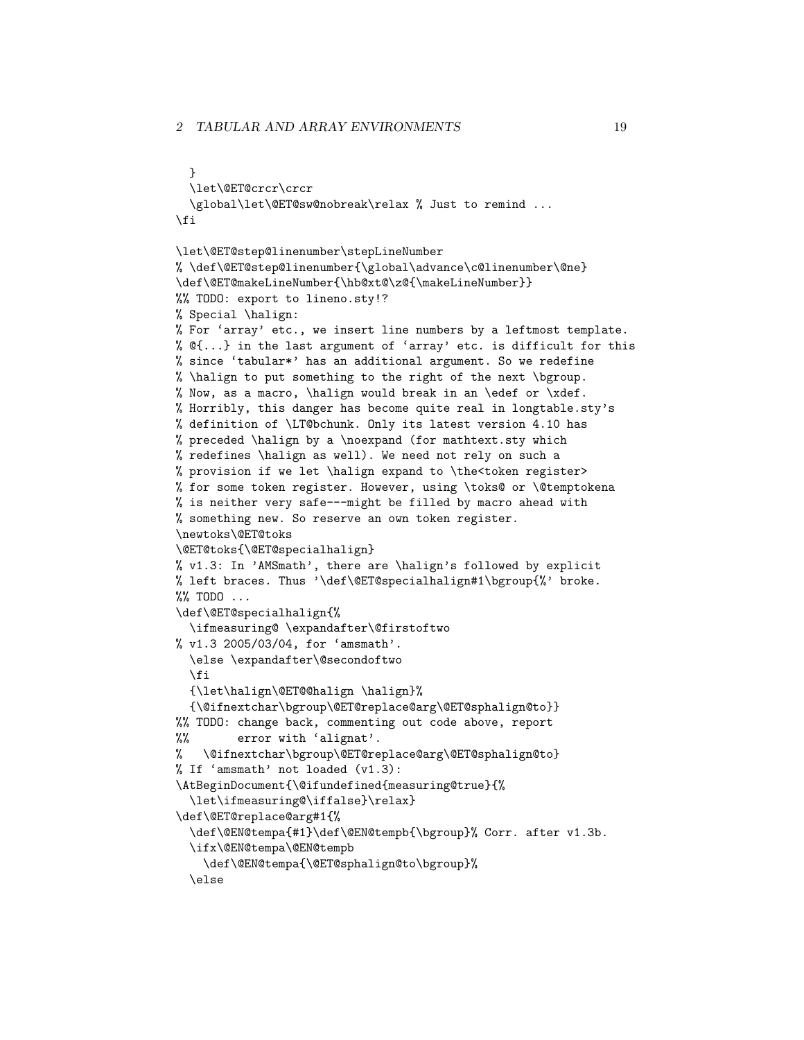```
  }
  \let\@ET@crcr\crcr
  \global\let\@ET@sw@nobreak\relax % Just to remind ...
\fi

\let\@ET@step@linenumber\stepLineNumber
% \def\@ET@step@linenumber{\global\advance\c@linenumber\@ne}
\def\@ET@makeLineNumber{\hb@xt@\z@{\makeLineNumber}}
%% TODO: export to lineno.sty!?
% Special \halign:
% For ‘array’ etc., we insert line numbers by a leftmost template.
% @{...} in the last argument of ‘array’ etc. is difficult for this
% since ‘tabular*’ has an additional argument. So we redefine
% \halign to put something to the right of the next \bgroup.
% Now, as a macro, \halign would break in an \edef or \xdef.
% Horribly, this danger has become quite real in longtable.sty’s
% definition of \LT@bchunk. Only its latest version 4.10 has
% preceded \halign by a \noexpand (for mathtext.sty which
% redefines \halign as well). We need not rely on such a
% provision if we let \halign expand to \the<token register>
% for some token register. However, using \toks@ or \@temptokena
% is neither very safe---might be filled by macro ahead with
% something new. So reserve an own token register.
\newtoks\@ET@toks
\@ET@toks{\@ET@specialhalign}
% v1.3: In ’AMSmath’, there are \halign’s followed by explicit
% left braces. Thus ’\def\@ET@specialhalign#1\bgroup{%’ broke.
%% TODO ...
\def\@ET@specialhalign{%
  \ifmeasuring@ \expandafter\@firstoftwo
% v1.3 2005/03/04, for ‘amsmath’.
  \else \expandafter\@secondoftwo
  \fi
  {\let\halign\@ET@@halign \halign}%
  {\@ifnextchar\bgroup\@ET@replace@arg\@ET@sphalign@to}}
%% TODO: change back, commenting out code above, report
%%       error with ‘alignat’.
%   \@ifnextchar\bgroup\@ET@replace@arg\@ET@sphalign@to}
% If ‘amsmath’ not loaded (v1.3):
\AtBeginDocument{\@ifundefined{measuring@true}{%
  \let\ifmeasuring@\iffalse}\relax}
\def\@ET@replace@arg#1{%
  \def\@EN@tempa{#1}\def\@EN@tempb{\bgroup}% Corr. after v1.3b.
  \ifx\@EN@tempa\@EN@tempb
    \def\@EN@tempa{\@ET@sphalign@to\bgroup}%
  \else
```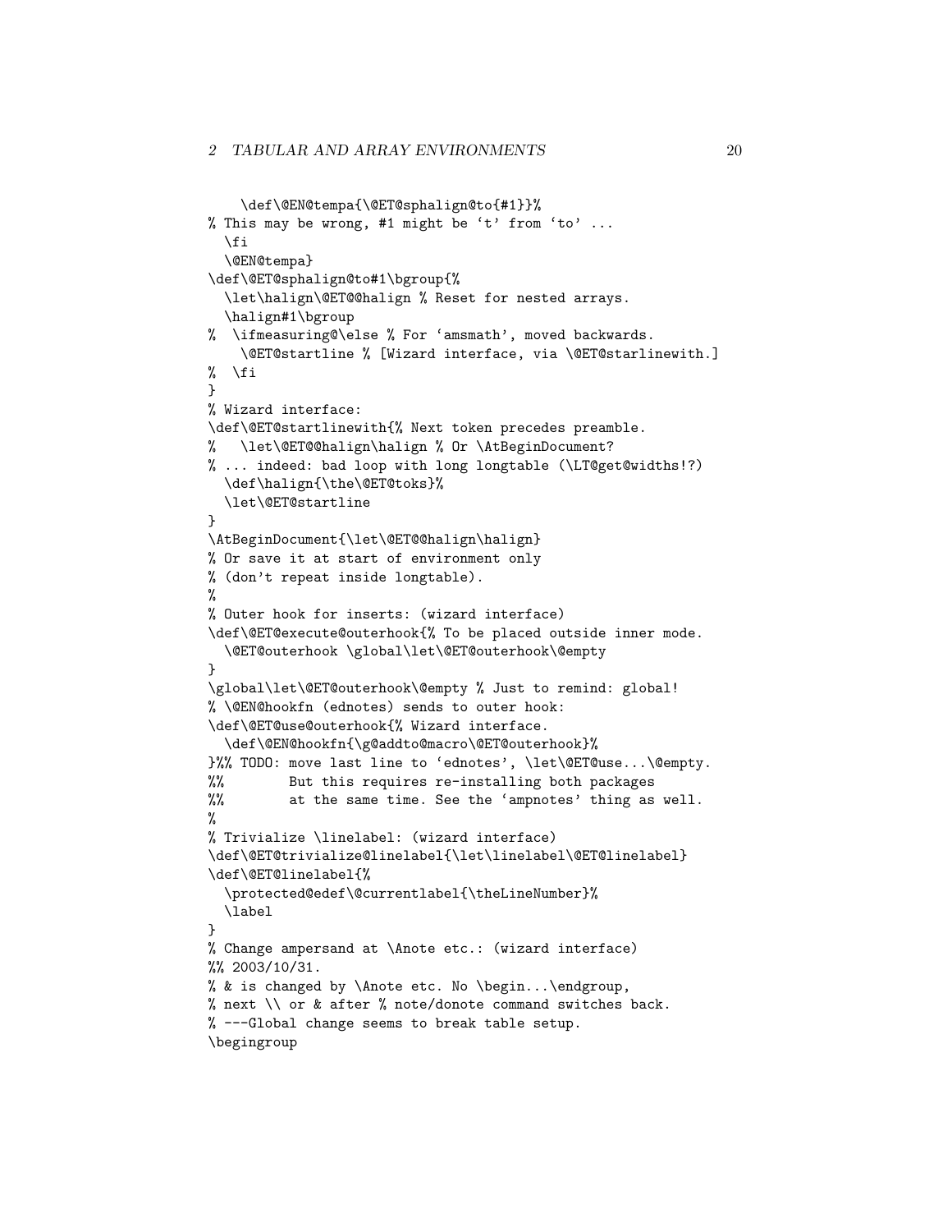```
    \def\@EN@tempa{\@ET@sphalign@to{#1}}%
% This may be wrong, #1 might be `t' from `to' ...
  \fi
  \@EN@tempa}
\def\@ET@sphalign@to#1\bgroup{%
  \let\halign\@ET@@halign % Reset for nested arrays.
  \halign#1\bgroup
%  \ifmeasuring@\else % For `amsmath', moved backwards.
    \@ET@startline % [Wizard interface, via \@ET@starlinewith.]
%  \fi
}
% Wizard interface:
\def\@ET@startlinewith{% Next token precedes preamble.
%   \let\@ET@@halign\halign % Or \AtBeginDocument?
% ... indeed: bad loop with long longtable (\LT@get@widths!?)
  \def\halign{\the\@ET@toks}%
  \let\@ET@startline
}
\AtBeginDocument{\let\@ET@@halign\halign}
% Or save it at start of environment only
% (don't repeat inside longtable).
%
% Outer hook for inserts: (wizard interface)
\def\@ET@execute@outerhook{% To be placed outside inner mode.
  \@ET@outerhook \global\let\@ET@outerhook\@empty
}
\global\let\@ET@outerhook\@empty % Just to remind: global!
% \@EN@hookfn (ednotes) sends to outer hook:
\def\@ET@use@outerhook{% Wizard interface.
  \def\@EN@hookfn{\g@addto@macro\@ET@outerhook}%
}%% TODO: move last line to `ednotes', \let\@ET@use...\@empty.
%%       But this requires re-installing both packages
%%       at the same time. See the `ampnotes' thing as well.
%
% Trivialize \linelabel: (wizard interface)
\def\@ET@trivialize@linelabel{\let\linelabel\@ET@linelabel}
\def\@ET@linelabel{%
  \protected@edef\@currentlabel{\theLineNumber}%
  \label
}
% Change ampersand at \Anote etc.: (wizard interface)
%% 2003/10/31.
% & is changed by \Anote etc. No \begin...\endgroup,
% next \\ or & after % note/donote command switches back.
% ---Global change seems to break table setup.
\begingroup
```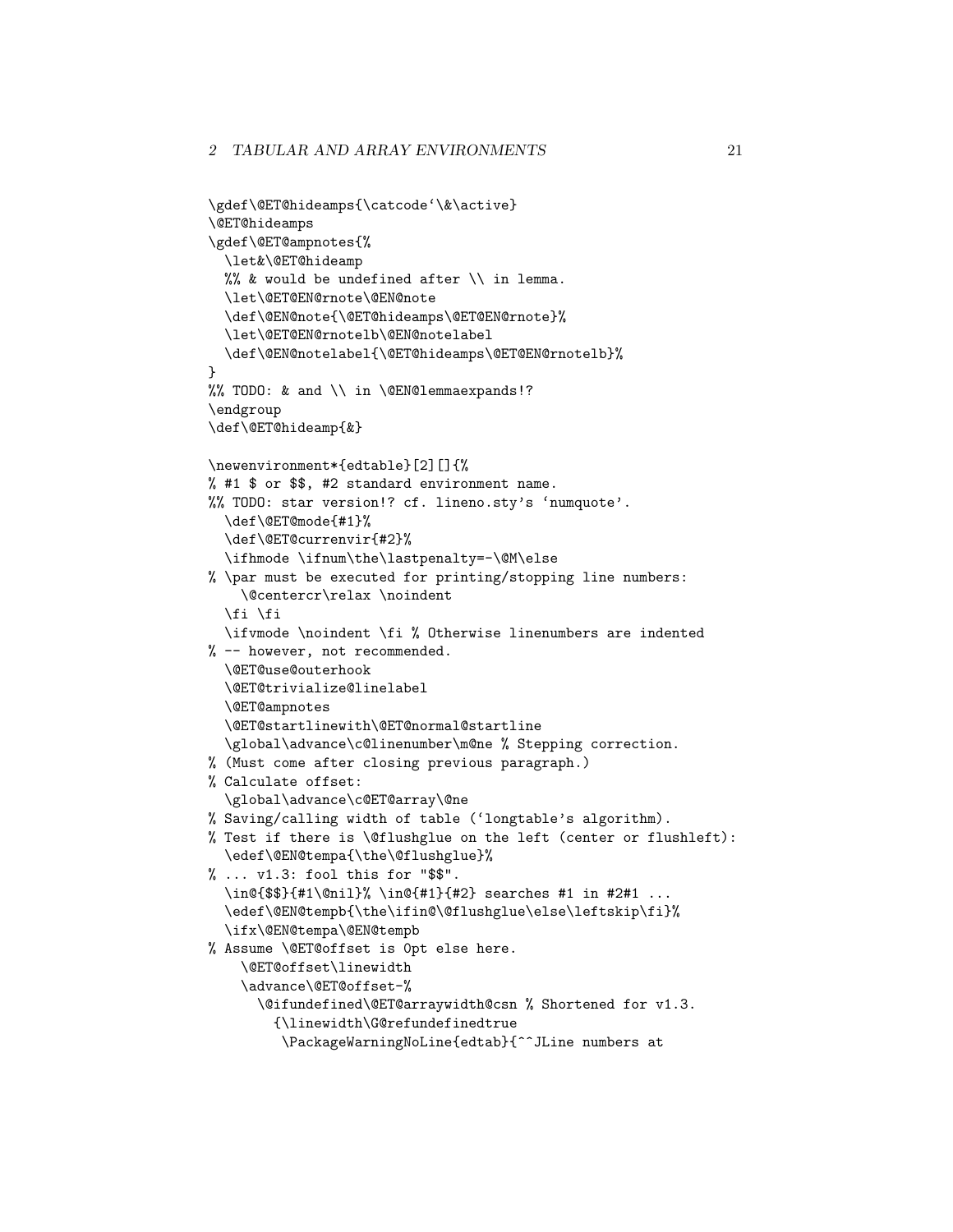```
\gdef\@ET@hideamps{\catcode`\&\active}
\@ET@hideamps
\gdef\@ET@ampnotes{%
  \let&\@ET@hideamp
  %% & would be undefined after \\ in lemma.
  \let\@ET@EN@rnote\@EN@note
  \def\@EN@note{\@ET@hideamps\@ET@EN@rnote}%
  \let\@ET@EN@rnotelb\@EN@notelabel
  \def\@EN@notelabel{\@ET@hideamps\@ET@EN@rnotelb}%
}
%% TODO: & and \\ in \@EN@lemmaexpands!?
\endgroup
\def\@ET@hideamp{&}

\newenvironment*{edtable}[2][]{%
% #1 $ or $$, #2 standard environment name.
%% TODO: star version!? cf. lineno.sty's `numquote'.
  \def\@ET@mode{#1}%
  \def\@ET@currenvir{#2}%
  \ifhmode \ifnum\the\lastpenalty=-\@M\else
% \par must be executed for printing/stopping line numbers:
    \@centercr\relax \noindent
  \fi \fi
  \ifvmode \noindent \fi % Otherwise linenumbers are indented
% -- however, not recommended.
  \@ET@use@outerhook
  \@ET@trivialize@linelabel
  \@ET@ampnotes
  \@ET@startlinewith\@ET@normal@startline
  \global\advance\c@linenumber\m@ne % Stepping correction.
% (Must come after closing previous paragraph.)
% Calculate offset:
  \global\advance\c@ET@array\@ne
% Saving/calling width of table (`longtable's algorithm).
% Test if there is \@flushglue on the left (center or flushleft):
  \edef\@EN@tempa{\the\@flushglue}%
% ... v1.3: fool this for "$$".
  \in@{$$}{#1\@nil}% \in@{#1}{#2} searches #1 in #2#1 ...
  \edef\@EN@tempb{\the\ifin@\@flushglue\else\leftskip\fi}%
  \ifx\@EN@tempa\@EN@tempb
% Assume \@ET@offset is 0pt else here.
    \@ET@offset\linewidth
    \advance\@ET@offset-%
      \@ifundefined\@ET@arraywidth@csn % Shortened for v1.3.
        {\linewidth\G@refundefinedtrue
         \PackageWarningNoLine{edtab}{^^JLine numbers at
```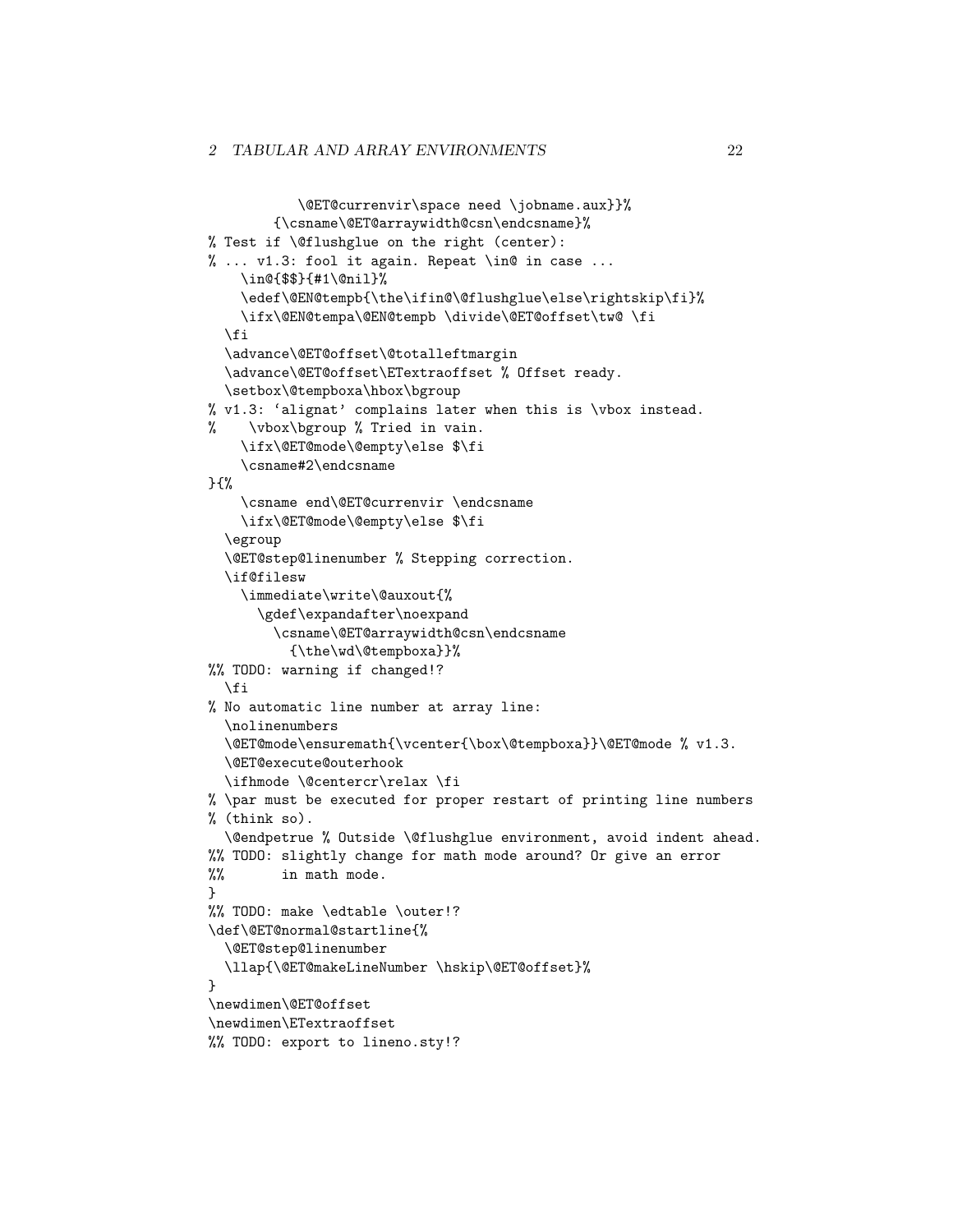```
        \@ET@currenvir\space need \jobname.aux}}%
      {\csname\@ET@arraywidth@csn\endcsname}%
% Test if \@flushglue on the right (center):
% ... v1.3: fool it again. Repeat \in@ in case ...
    \in@{$$}{#1\@nil}%
    \edef\@EN@tempb{\the\ifin@\@flushglue\else\rightskip\fi}%
    \ifx\@EN@tempa\@EN@tempb \divide\@ET@offset\tw@ \fi
  \fi
  \advance\@ET@offset\@totalleftmargin
  \advance\@ET@offset\ETextraoffset % Offset ready.
  \setbox\@tempboxa\hbox\bgroup
% v1.3: 'alignat' complains later when this is \vbox instead.
%    \vbox\bgroup % Tried in vain.
    \ifx\@ET@mode\@empty\else $\fi
    \csname#2\endcsname
}{%
    \csname end\@ET@currenvir \endcsname
    \ifx\@ET@mode\@empty\else $\fi
  \egroup
  \@ET@step@linenumber % Stepping correction.
  \if@filesw
    \immediate\write\@auxout{%
      \gdef\expandafter\noexpand
        \csname\@ET@arraywidth@csn\endcsname
          {\the\wd\@tempboxa}}%
%% TODO: warning if changed!?
  \fi
% No automatic line number at array line:
  \nolinenumbers
  \@ET@mode\ensuremath{\vcenter{\box\@tempboxa}}\@ET@mode % v1.3.
  \@ET@execute@outerhook
  \ifhmode \@centercr\relax \fi
% \par must be executed for proper restart of printing line numbers
% (think so).
  \@endpetrue % Outside \@flushglue environment, avoid indent ahead.
%% TODO: slightly change for math mode around? Or give an error
%%       in math mode.
}
%% TODO: make \edtable \outer!?
\def\@ET@normal@startline{%
  \@ET@step@linenumber
  \llap{\@ET@makeLineNumber \hskip\@ET@offset}%
}
\newdimen\@ET@offset
\newdimen\ETextraoffset
%% TODO: export to lineno.sty!?
```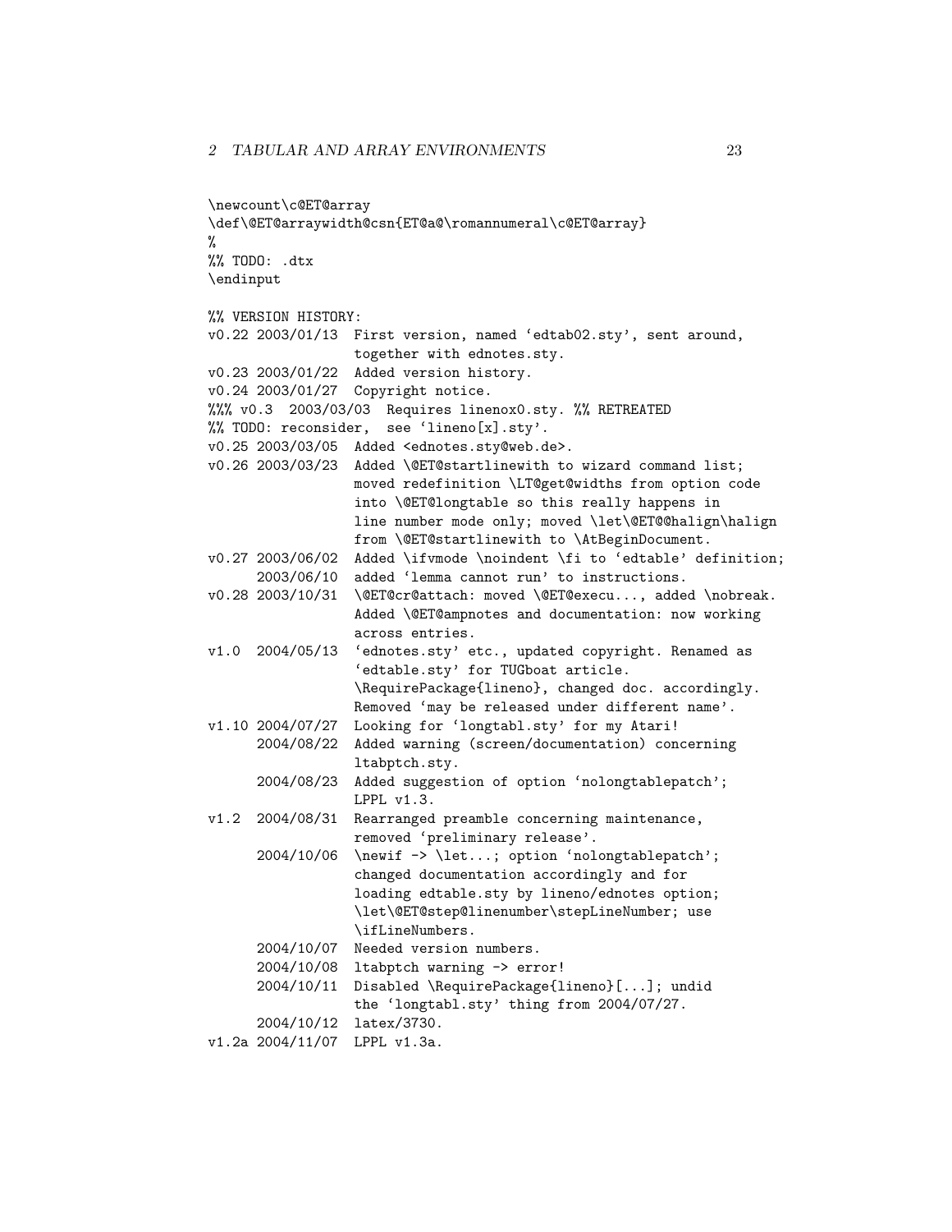```
\newcount\c@ET@array
\def\@ET@arraywidth@csn{ET@a@\romannumeral\c@ET@array}
%
%% TODO: .dtx
\endinput

%% VERSION HISTORY:
v0.22 2003/01/13  First version, named `edtab02.sty', sent around,
                  together with ednotes.sty.
v0.23 2003/01/22  Added version history.
v0.24 2003/01/27  Copyright notice.
%%% v0.3  2003/03/03  Requires linenox0.sty. %% RETREATED
%% TODO: reconsider,  see `lineno[x].sty'.
v0.25 2003/03/05  Added <ednotes.sty@web.de>.
v0.26 2003/03/23  Added \@ET@startlinewith to wizard command list;
                  moved redefinition \LT@get@widths from option code
                  into \@ET@longtable so this really happens in
                  line number mode only; moved \let\@ET@@halign\halign
                  from \@ET@startlinewith to \AtBeginDocument.
v0.27 2003/06/02  Added \ifvmode \noindent \fi to `edtable' definition;
      2003/06/10  added `lemma cannot run' to instructions.
v0.28 2003/10/31  \@ET@cr@attach: moved \@ET@execu..., added \nobreak.
                  Added \@ET@ampnotes and documentation: now working
                  across entries.
v1.0  2004/05/13  `ednotes.sty' etc., updated copyright. Renamed as
                  `edtable.sty' for TUGboat article.
                  \RequirePackage{lineno}, changed doc. accordingly.
                  Removed `may be released under different name'.
v1.10 2004/07/27  Looking for `longtabl.sty' for my Atari!
      2004/08/22  Added warning (screen/documentation) concerning
                  ltabptch.sty.
      2004/08/23  Added suggestion of option `nolongtablepatch';
                  LPPL v1.3.
v1.2  2004/08/31  Rearranged preamble concerning maintenance,
                  removed `preliminary release'.
      2004/10/06  \newif -> \let...; option `nolongtablepatch';
                  changed documentation accordingly and for
                  loading edtable.sty by lineno/ednotes option;
                  \let\@ET@step@linenumber\stepLineNumber; use
                  \ifLineNumbers.
      2004/10/07  Needed version numbers.
      2004/10/08  ltabptch warning -> error!
      2004/10/11  Disabled \RequirePackage{lineno}[...]; undid
                  the `longtabl.sty' thing from 2004/07/27.
      2004/10/12  latex/3730.
v1.2a 2004/11/07  LPPL v1.3a.
```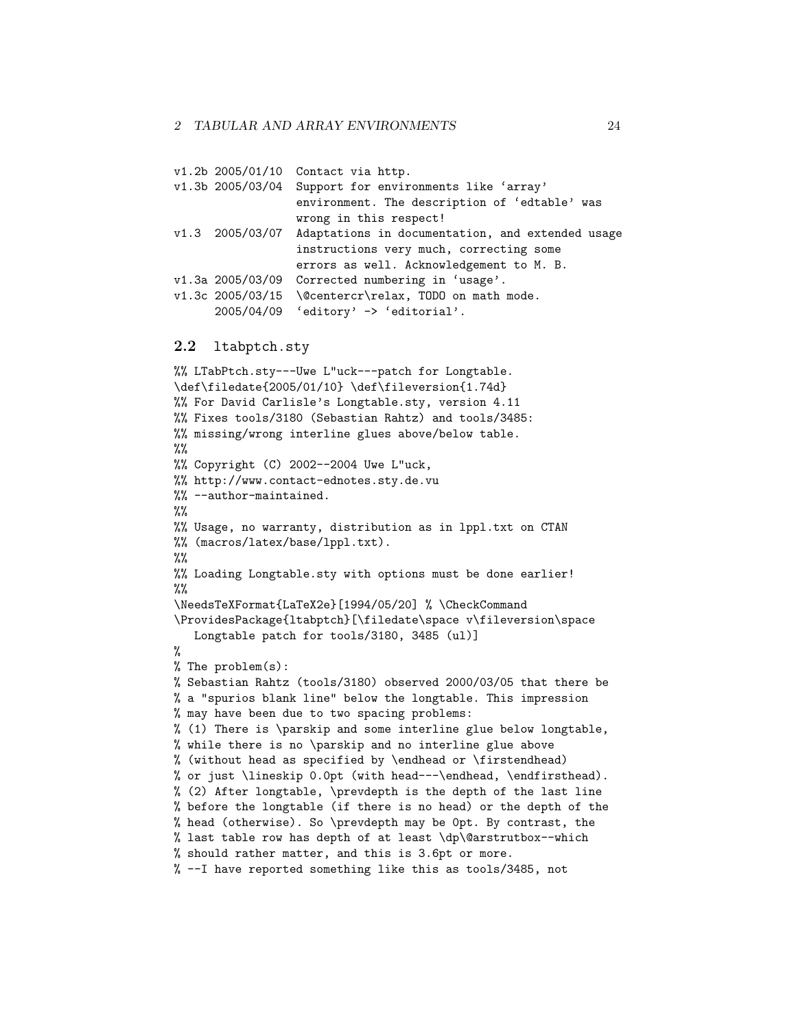```
v1.2b 2005/01/10  Contact via http.
v1.3b 2005/03/04  Support for environments like ‘array’
                  environment. The description of ‘edtable’ was
                  wrong in this respect!
v1.3  2005/03/07  Adaptations in documentation, and extended usage
                  instructions very much, correcting some
                  errors as well. Acknowledgement to M. B.
v1.3a 2005/03/09  Corrected numbering in ‘usage’.
v1.3c 2005/03/15  \@centercr\relax, TODO on math mode.
      2005/04/09  ‘editory’ -> ‘editorial’.
```

## 2.2 ltabptch.sty

```
%% LTabPtch.sty---Uwe L"uck---patch for Longtable.
\def\filedate{2005/01/10} \def\fileversion{1.74d}
%% For David Carlisle's Longtable.sty, version 4.11
%% Fixes tools/3180 (Sebastian Rahtz) and tools/3485:
%% missing/wrong interline glues above/below table.
%%
%% Copyright (C) 2002--2004 Uwe L"uck,
%% http://www.contact-ednotes.sty.de.vu
%% --author-maintained.
%%
%% Usage, no warranty, distribution as in lppl.txt on CTAN
%% (macros/latex/base/lppl.txt).
%%
%% Loading Longtable.sty with options must be done earlier!
%%
\NeedsTeXFormat{LaTeX2e}[1994/05/20] % \CheckCommand
\ProvidesPackage{ltabptch}[\filedate\space v\fileversion\space
   Longtable patch for tools/3180, 3485 (ul)]
%
% The problem(s):
% Sebastian Rahtz (tools/3180) observed 2000/03/05 that there be
% a "spurios blank line" below the longtable. This impression
% may have been due to two spacing problems:
% (1) There is \parskip and some interline glue below longtable,
% while there is no \parskip and no interline glue above
% (without head as specified by \endhead or \firstendhead)
% or just \lineskip 0.0pt (with head---\endhead, \endfirsthead).
% (2) After longtable, \prevdepth is the depth of the last line
% before the longtable (if there is no head) or the depth of the
% head (otherwise). So \prevdepth may be 0pt. By contrast, the
% last table row has depth of at least \dp\@arstrutbox--which
% should rather matter, and this is 3.6pt or more.
% --I have reported something like this as tools/3485, not
```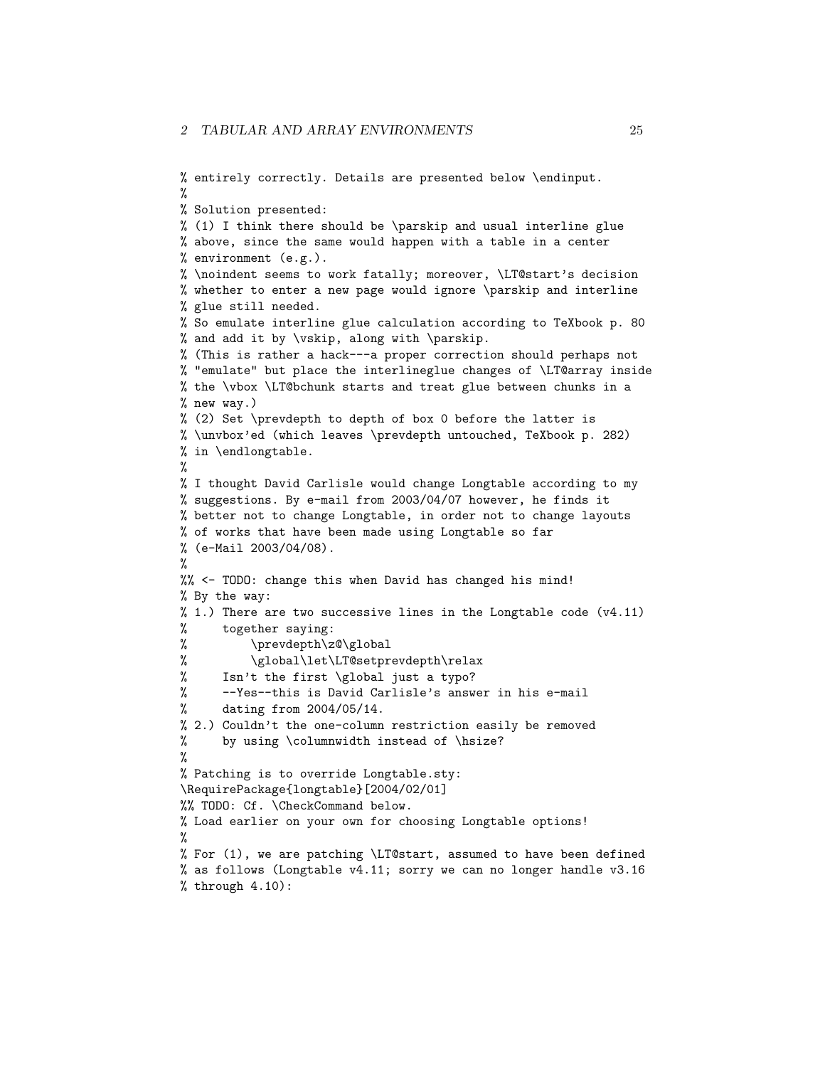```
% entirely correctly. Details are presented below \endinput.
%
% Solution presented:
% (1) I think there should be \parskip and usual interline glue
% above, since the same would happen with a table in a center
% environment (e.g.).
% \noindent seems to work fatally; moreover, \LT@start's decision
% whether to enter a new page would ignore \parskip and interline
% glue still needed.
% So emulate interline glue calculation according to TeXbook p. 80
% and add it by \vskip, along with \parskip.
% (This is rather a hack---a proper correction should perhaps not
% "emulate" but place the interlineglue changes of \LT@array inside
% the \vbox \LT@bchunk starts and treat glue between chunks in a
% new way.)
% (2) Set \prevdepth to depth of box 0 before the latter is
% \unvbox'ed (which leaves \prevdepth untouched, TeXbook p. 282)
% in \endlongtable.
%
% I thought David Carlisle would change Longtable according to my
% suggestions. By e-mail from 2003/04/07 however, he finds it
% better not to change Longtable, in order not to change layouts
% of works that have been made using Longtable so far
% (e-Mail 2003/04/08).
%
%% <- TODO: change this when David has changed his mind!
% By the way:
% 1.) There are two successive lines in the Longtable code (v4.11)
%     together saying:
%         \prevdepth\z@\global
%         \global\let\LT@setprevdepth\relax
%     Isn't the first \global just a typo?
%     --Yes--this is David Carlisle's answer in his e-mail
%     dating from 2004/05/14.
% 2.) Couldn't the one-column restriction easily be removed
%     by using \columnwidth instead of \hsize?
%
% Patching is to override Longtable.sty:
\RequirePackage{longtable}[2004/02/01]
%% TODO: Cf. \CheckCommand below.
% Load earlier on your own for choosing Longtable options!
%
% For (1), we are patching \LT@start, assumed to have been defined
% as follows (Longtable v4.11; sorry we can no longer handle v3.16
% through 4.10):
```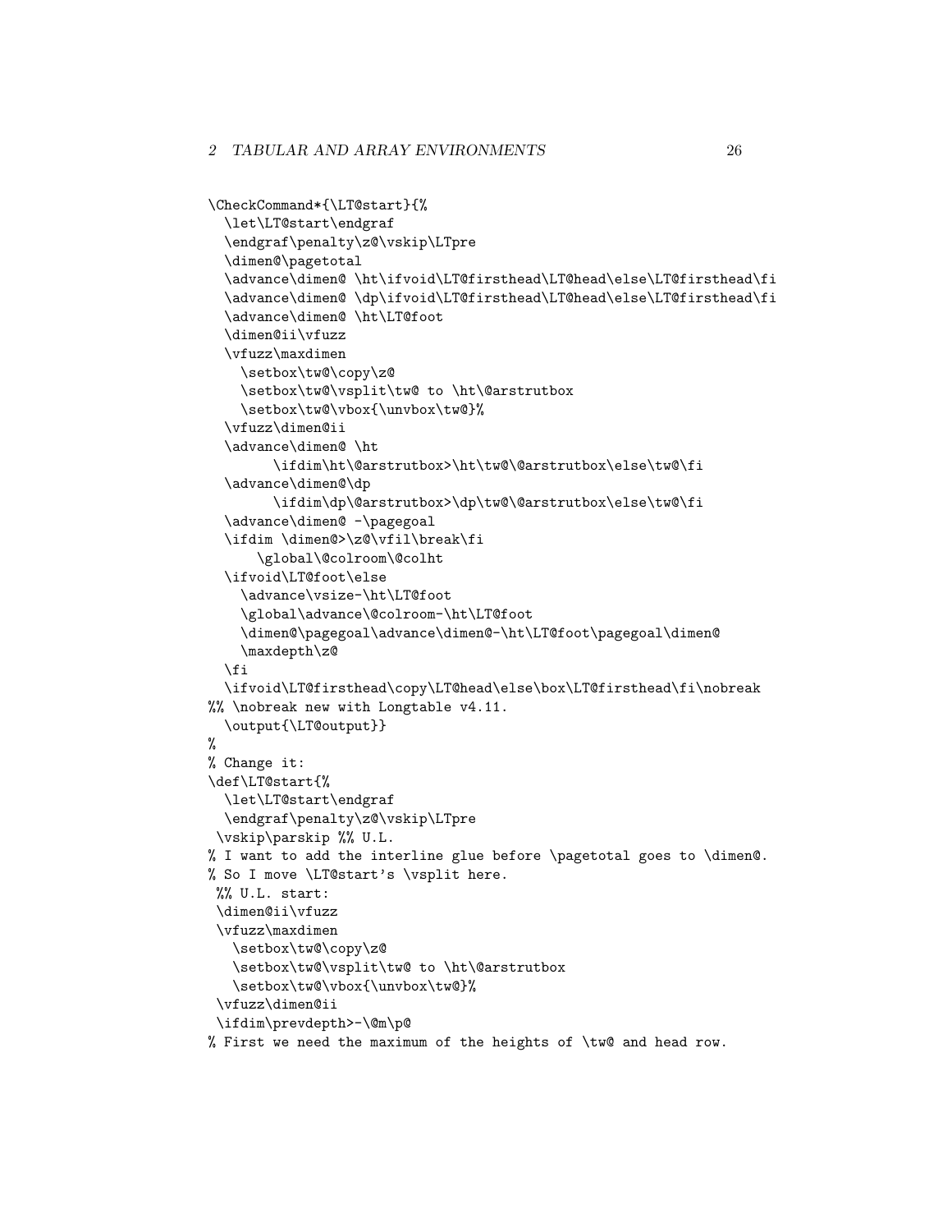```
\CheckCommand*{\LT@start}{%
  \let\LT@start\endgraf
  \endgraf\penalty\z@\vskip\LTpre
  \dimen@\pagetotal
  \advance\dimen@ \ht\ifvoid\LT@firsthead\LT@head\else\LT@firsthead\fi
  \advance\dimen@ \dp\ifvoid\LT@firsthead\LT@head\else\LT@firsthead\fi
  \advance\dimen@ \ht\LT@foot
  \dimen@ii\vfuzz
  \vfuzz\maxdimen
    \setbox\tw@\copy\z@
    \setbox\tw@\vsplit\tw@ to \ht\@arstrutbox
    \setbox\tw@\vbox{\unvbox\tw@}%
  \vfuzz\dimen@ii
  \advance\dimen@ \ht
        \ifdim\ht\@arstrutbox>\ht\tw@\@arstrutbox\else\tw@\fi
  \advance\dimen@\dp
        \ifdim\dp\@arstrutbox>\dp\tw@\@arstrutbox\else\tw@\fi
  \advance\dimen@ -\pagegoal
  \ifdim \dimen@>\z@\vfil\break\fi
      \global\@colroom\@colht
  \ifvoid\LT@foot\else
    \advance\vsize-\ht\LT@foot
    \global\advance\@colroom-\ht\LT@foot
    \dimen@\pagegoal\advance\dimen@-\ht\LT@foot\pagegoal\dimen@
    \maxdepth\z@
  \fi
  \ifvoid\LT@firsthead\copy\LT@head\else\box\LT@firsthead\fi\nobreak
%% \nobreak new with Longtable v4.11.
  \output{\LT@output}}
%
% Change it:
\def\LT@start{%
  \let\LT@start\endgraf
  \endgraf\penalty\z@\vskip\LTpre
 \vskip\parskip %% U.L.
% I want to add the interline glue before \pagetotal goes to \dimen@.
% So I move \LT@start's \vsplit here.
 %% U.L. start:
 \dimen@ii\vfuzz
 \vfuzz\maxdimen
   \setbox\tw@\copy\z@
   \setbox\tw@\vsplit\tw@ to \ht\@arstrutbox
   \setbox\tw@\vbox{\unvbox\tw@}%
 \vfuzz\dimen@ii
 \ifdim\prevdepth>-\@m\p@
% First we need the maximum of the heights of \tw@ and head row.
```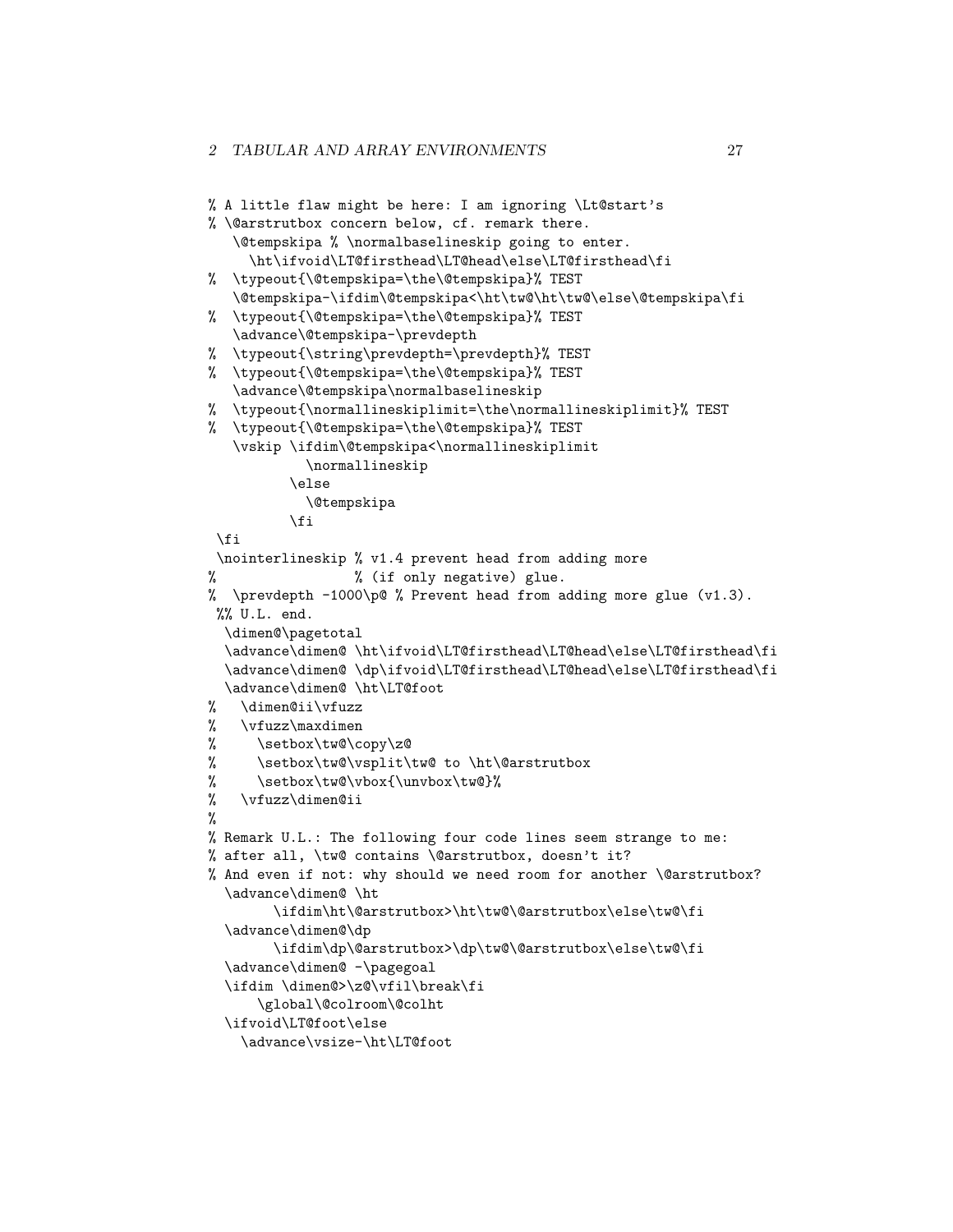```
% A little flaw might be here: I am ignoring \Lt@start's
% \@arstrutbox concern below, cf. remark there.
   \@tempskipa % \normalbaselineskip going to enter.
     \ht\ifvoid\LT@firsthead\LT@head\else\LT@firsthead\fi
%  \typeout{\@tempskipa=\the\@tempskipa}% TEST
   \@tempskipa-\ifdim\@tempskipa<\ht\tw@\ht\tw@\else\@tempskipa\fi
%  \typeout{\@tempskipa=\the\@tempskipa}% TEST
   \advance\@tempskipa-\prevdepth
%  \typeout{\string\prevdepth=\prevdepth}% TEST
%  \typeout{\@tempskipa=\the\@tempskipa}% TEST
   \advance\@tempskipa\normalbaselineskip
%  \typeout{\normallineskiplimit=\the\normallineskiplimit}% TEST
%  \typeout{\@tempskipa=\the\@tempskipa}% TEST
   \vskip \ifdim\@tempskipa<\normallineskiplimit
            \normallineskip
          \else
            \@tempskipa
          \fi
 \fi
 \nointerlineskip % v1.4 prevent head from adding more
%                 % (if only negative) glue.
%  \prevdepth -1000\p@ % Prevent head from adding more glue (v1.3).
 %% U.L. end.
  \dimen@\pagetotal
  \advance\dimen@ \ht\ifvoid\LT@firsthead\LT@head\else\LT@firsthead\fi
  \advance\dimen@ \dp\ifvoid\LT@firsthead\LT@head\else\LT@firsthead\fi
  \advance\dimen@ \ht\LT@foot
%   \dimen@ii\vfuzz
%   \vfuzz\maxdimen
%     \setbox\tw@\copy\z@
%     \setbox\tw@\vsplit\tw@ to \ht\@arstrutbox
%     \setbox\tw@\vbox{\unvbox\tw@}%
%   \vfuzz\dimen@ii
%
% Remark U.L.: The following four code lines seem strange to me:
% after all, \tw@ contains \@arstrutbox, doesn't it?
% And even if not: why should we need room for another \@arstrutbox?
  \advance\dimen@ \ht
        \ifdim\ht\@arstrutbox>\ht\tw@\@arstrutbox\else\tw@\fi
  \advance\dimen@\dp
        \ifdim\dp\@arstrutbox>\dp\tw@\@arstrutbox\else\tw@\fi
  \advance\dimen@ -\pagegoal
  \ifdim \dimen@>\z@\vfil\break\fi
      \global\@colroom\@colht
  \ifvoid\LT@foot\else
    \advance\vsize-\ht\LT@foot
```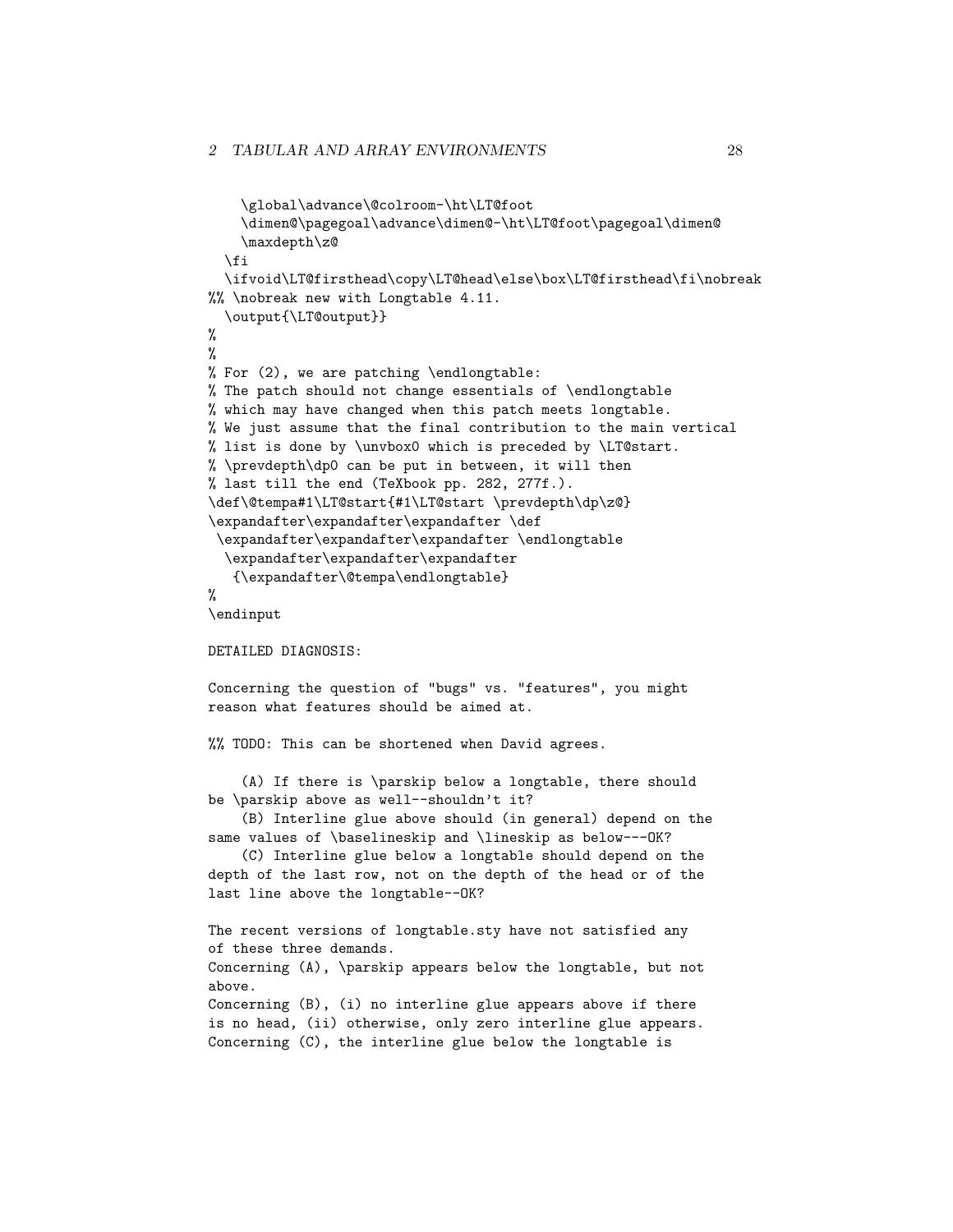```
    \global\advance\@colroom-\ht\LT@foot
    \dimen@\pagegoal\advance\dimen@-\ht\LT@foot\pagegoal\dimen@
    \maxdepth\z@
  \fi
  \ifvoid\LT@firsthead\copy\LT@head\else\box\LT@firsthead\fi\nobreak
%% \nobreak new with Longtable 4.11.
  \output{\LT@output}}
%
%
% For (2), we are patching \endlongtable:
% The patch should not change essentials of \endlongtable
% which may have changed when this patch meets longtable.
% We just assume that the final contribution to the main vertical
% list is done by \unvbox0 which is preceded by \LT@start.
% \prevdepth\dp0 can be put in between, it will then
% last till the end (TeXbook pp. 282, 277f.).
\def\@tempa#1\LT@start{#1\LT@start \prevdepth\dp\z@}
\expandafter\expandafter\expandafter \def
 \expandafter\expandafter\expandafter \endlongtable
  \expandafter\expandafter\expandafter
   {\expandafter\@tempa\endlongtable}
%
\endinput

DETAILED DIAGNOSIS:

Concerning the question of "bugs" vs. "features", you might
reason what features should be aimed at.

%% TODO: This can be shortened when David agrees.

    (A) If there is \parskip below a longtable, there should
be \parskip above as well--shouldn't it?
    (B) Interline glue above should (in general) depend on the
same values of \baselineskip and \lineskip as below---OK?
    (C) Interline glue below a longtable should depend on the
depth of the last row, not on the depth of the head or of the
last line above the longtable--OK?

The recent versions of longtable.sty have not satisfied any
of these three demands.
Concerning (A), \parskip appears below the longtable, but not
above.
Concerning (B), (i) no interline glue appears above if there
is no head, (ii) otherwise, only zero interline glue appears.
Concerning (C), the interline glue below the longtable is
```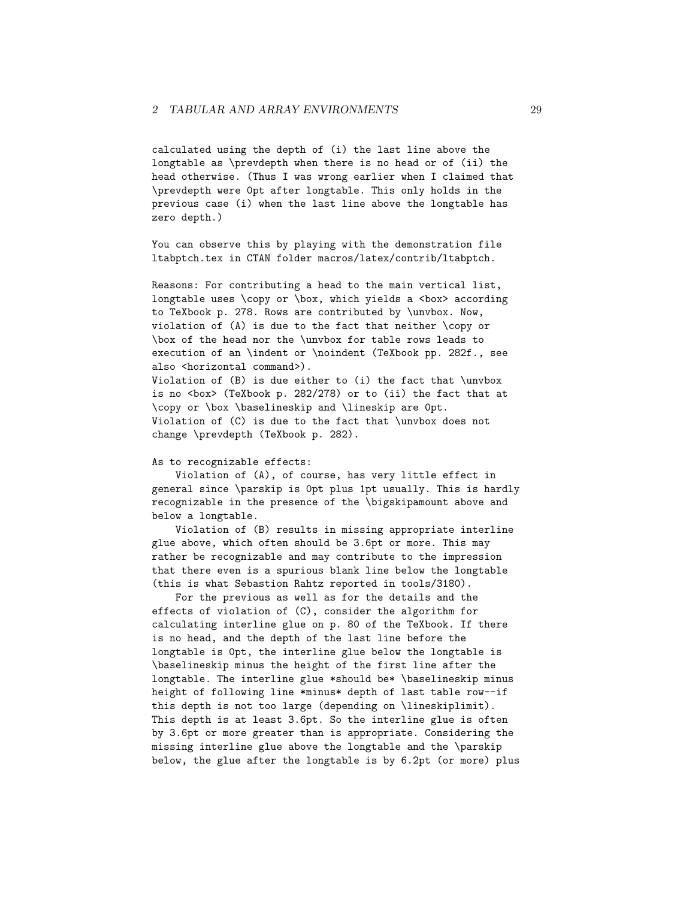calculated using the depth of (i) the last line above the longtable as \prevdepth when there is no head or of (ii) the head otherwise. (Thus I was wrong earlier when I claimed that \prevdepth were 0pt after longtable. This only holds in the previous case (i) when the last line above the longtable has zero depth.)

You can observe this by playing with the demonstration file ltabptch.tex in CTAN folder macros/latex/contrib/ltabptch.

Reasons: For contributing a head to the main vertical list, longtable uses \copy or \box, which yields a <box> according to TeXbook p. 278. Rows are contributed by \unvbox. Now, violation of (A) is due to the fact that neither \copy or \box of the head nor the \unvbox for table rows leads to execution of an \indent or \noindent (TeXbook pp. 282f., see also <horizontal command>).
Violation of (B) is due either to (i) the fact that \unvbox is no <box> (TeXbook p. 282/278) or to (ii) the fact that at \copy or \box \baselineskip and \lineskip are 0pt.
Violation of (C) is due to the fact that \unvbox does not change \prevdepth (TeXbook p. 282).

As to recognizable effects:

Violation of (A), of course, has very little effect in general since \parskip is 0pt plus 1pt usually. This is hardly recognizable in the presence of the \bigskipamount above and below a longtable.

Violation of (B) results in missing appropriate interline glue above, which often should be 3.6pt or more. This may rather be recognizable and may contribute to the impression that there even is a spurious blank line below the longtable (this is what Sebastion Rahtz reported in tools/3180).

For the previous as well as for the details and the effects of violation of (C), consider the algorithm for calculating interline glue on p. 80 of the TeXbook. If there is no head, and the depth of the last line before the longtable is 0pt, the interline glue below the longtable is \baselineskip minus the height of the first line after the longtable. The interline glue *should be* \baselineskip minus height of following line *minus* depth of last table row--if this depth is not too large (depending on \lineskiplimit). This depth is at least 3.6pt. So the interline glue is often by 3.6pt or more greater than is appropriate. Considering the missing interline glue above the longtable and the \parskip below, the glue after the longtable is by 6.2pt (or more) plus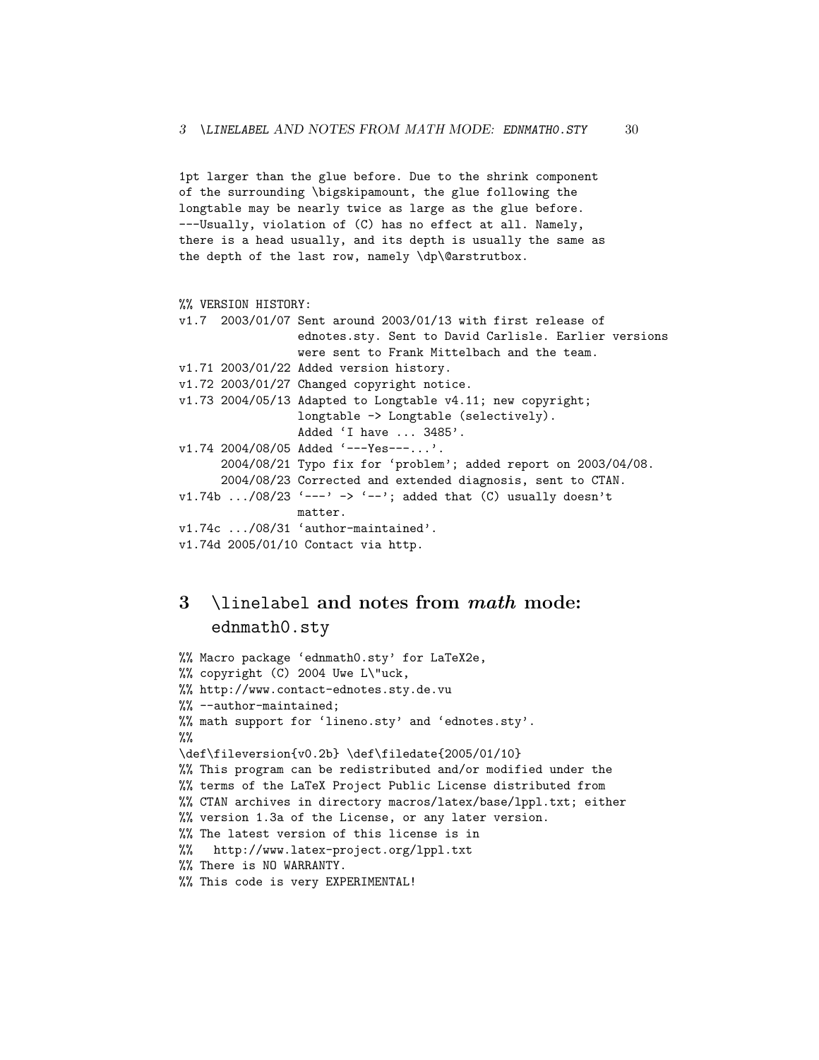```
1pt larger than the glue before. Due to the shrink component
of the surrounding \bigskipamount, the glue following the
longtable may be nearly twice as large as the glue before.
---Usually, violation of (C) has no effect at all. Namely,
there is a head usually, and its depth is usually the same as
the depth of the last row, namely \dp\@arstrutbox.


%% VERSION HISTORY:
v1.7  2003/01/07 Sent around 2003/01/13 with first release of
                 ednotes.sty. Sent to David Carlisle. Earlier versions
                 were sent to Frank Mittelbach and the team.
v1.71 2003/01/22 Added version history.
v1.72 2003/01/27 Changed copyright notice.
v1.73 2004/05/13 Adapted to Longtable v4.11; new copyright;
                 longtable -> Longtable (selectively).
                 Added `I have ... 3485'.
v1.74 2004/08/05 Added `---Yes---...'.
      2004/08/21 Typo fix for `problem'; added report on 2003/04/08.
      2004/08/23 Corrected and extended diagnosis, sent to CTAN.
v1.74b .../08/23 `---' -> `--'; added that (C) usually doesn't
                 matter.
v1.74c .../08/31 `author-maintained'.
v1.74d 2005/01/10 Contact via http.
```

## 3 \linelabel and notes from *math* mode: ednmath0.sty

```
%% Macro package `ednmath0.sty' for LaTeX2e,
%% copyright (C) 2004 Uwe L\"uck,
%% http://www.contact-ednotes.sty.de.vu
%% --author-maintained;
%% math support for `lineno.sty' and `ednotes.sty'.
%%
\def\fileversion{v0.2b} \def\filedate{2005/01/10}
%% This program can be redistributed and/or modified under the
%% terms of the LaTeX Project Public License distributed from
%% CTAN archives in directory macros/latex/base/lppl.txt; either
%% version 1.3a of the License, or any later version.
%% The latest version of this license is in
%%   http://www.latex-project.org/lppl.txt
%% There is NO WARRANTY.
%% This code is very EXPERIMENTAL!
```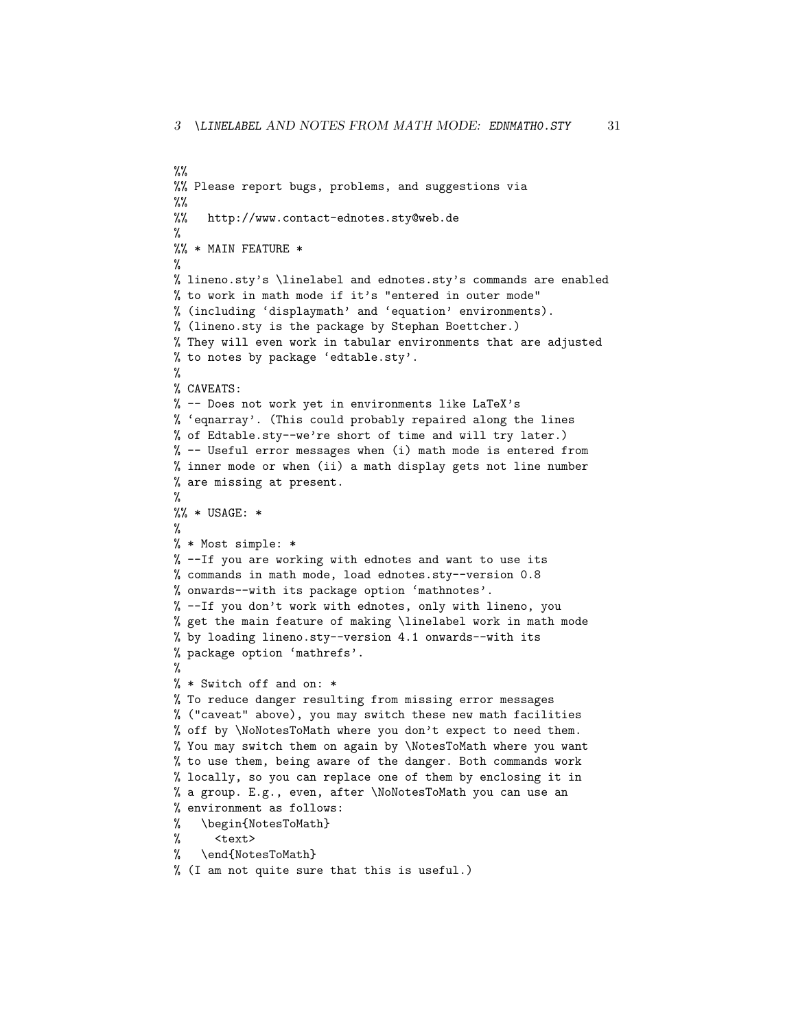```
%%
%% Please report bugs, problems, and suggestions via
%%
%%   http://www.contact-ednotes.sty@web.de
%
%% * MAIN FEATURE *
%
% lineno.sty's \linelabel and ednotes.sty's commands are enabled
% to work in math mode if it's "entered in outer mode"
% (including `displaymath' and `equation' environments).
% (lineno.sty is the package by Stephan Boettcher.)
% They will even work in tabular environments that are adjusted
% to notes by package `edtable.sty'.
%
% CAVEATS:
% -- Does not work yet in environments like LaTeX's
% `eqnarray'. (This could probably repaired along the lines
% of Edtable.sty--we're short of time and will try later.)
% -- Useful error messages when (i) math mode is entered from
% inner mode or when (ii) a math display gets not line number
% are missing at present.
%
%% * USAGE: *
%
% * Most simple: *
% --If you are working with ednotes and want to use its
% commands in math mode, load ednotes.sty--version 0.8
% onwards--with its package option `mathnotes'.
% --If you don't work with ednotes, only with lineno, you
% get the main feature of making \linelabel work in math mode
% by loading lineno.sty--version 4.1 onwards--with its
% package option `mathrefs'.
%
% * Switch off and on: *
% To reduce danger resulting from missing error messages
% ("caveat" above), you may switch these new math facilities
% off by \NoNotesToMath where you don't expect to need them.
% You may switch them on again by \NotesToMath where you want
% to use them, being aware of the danger. Both commands work
% locally, so you can replace one of them by enclosing it in
% a group. E.g., even, after \NoNotesToMath you can use an
% environment as follows:
%   \begin{NotesToMath}
%     <text>
%   \end{NotesToMath}
% (I am not quite sure that this is useful.)
```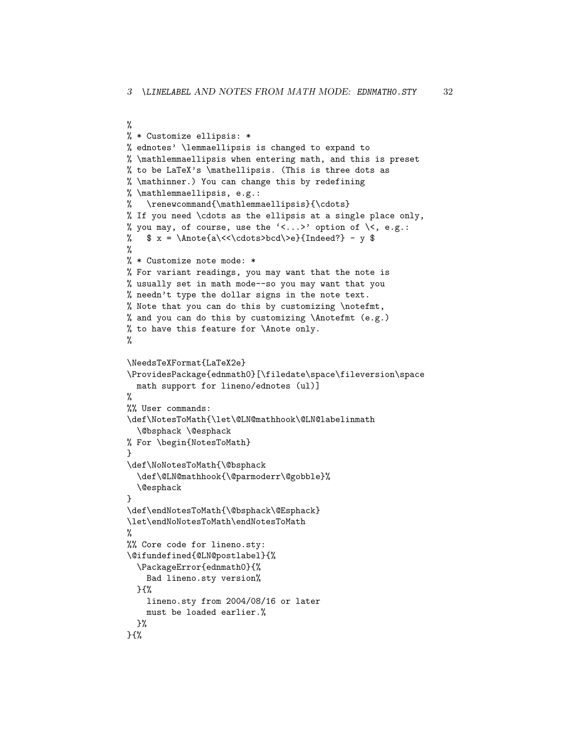```
%
% * Customize ellipsis: *
% ednotes' \lemmaellipsis is changed to expand to
% \mathlemmaellipsis when entering math, and this is preset
% to be LaTeX's \mathellipsis. (This is three dots as
% \mathinner.) You can change this by redefining
% \mathlemmaellipsis, e.g.:
%   \renewcommand{\mathlemmaellipsis}{\cdots}
% If you need \cdots as the ellipsis at a single place only,
% you may, of course, use the `<...>' option of \<, e.g.:
%   $ x = \Anote{a\<<\cdots>bcd\>e}{Indeed?} - y $
%
% * Customize note mode: *
% For variant readings, you may want that the note is
% usually set in math mode--so you may want that you
% needn't type the dollar signs in the note text.
% Note that you can do this by customizing \notefmt,
% and you can do this by customizing \Anotefmt (e.g.)
% to have this feature for \Anote only.
%

\NeedsTeXFormat{LaTeX2e}
\ProvidesPackage{ednmath0}[\filedate\space\fileversion\space
  math support for lineno/ednotes (ul)]
%
%% User commands:
\def\NotesToMath{\let\@LN@mathhook\@LN@labelinmath
  \@bsphack \@esphack
% For \begin{NotesToMath}
}
\def\NoNotesToMath{\@bsphack
  \def\@LN@mathhook{\@parmoderr\@gobble}%
  \@esphack
}
\def\endNotesToMath{\@bsphack\@Esphack}
\let\endNoNotesToMath\endNotesToMath
%
%% Core code for lineno.sty:
\@ifundefined{@LN@postlabel}{%
  \PackageError{ednmath0}{%
    Bad lineno.sty version%
  }{%
    lineno.sty from 2004/08/16 or later
    must be loaded earlier.%
  }%
}{%
```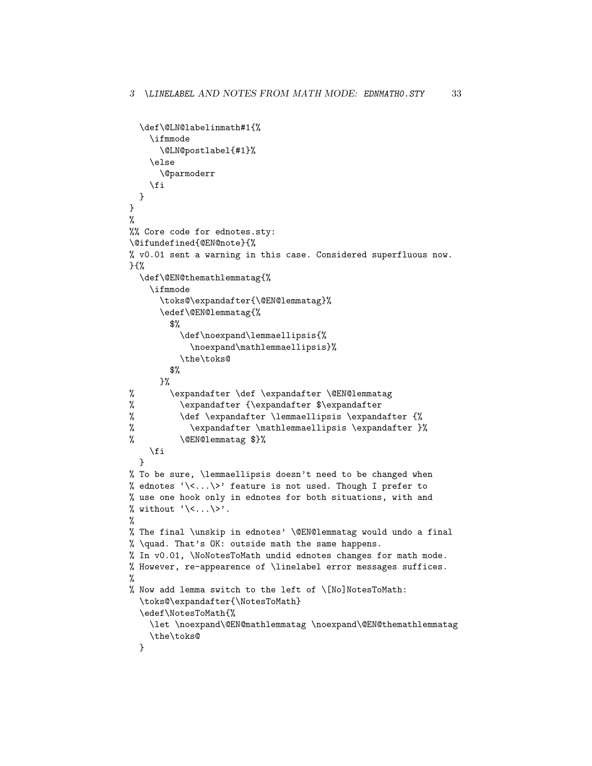```
  \def\@LN@labelinmath#1{%
    \ifmmode
      \@LN@postlabel{#1}%
    \else
      \@parmoderr
    \fi
  }
}
%
%% Core code for ednotes.sty:
\@ifundefined{@EN@note}{%
% v0.01 sent a warning in this case. Considered superfluous now.
}{%
  \def\@EN@themathlemmatag{%
    \ifmmode
      \toks@\expandafter{\@EN@lemmatag}%
      \edef\@EN@lemmatag{%
        $%
          \def\noexpand\lemmaellipsis{%
            \noexpand\mathlemmaellipsis}%
          \the\toks@
        $%
      }%
%       \expandafter \def \expandafter \@EN@lemmatag
%         \expandafter {\expandafter $\expandafter
%         \def \expandafter \lemmaellipsis \expandafter {%
%           \expandafter \mathlemmaellipsis \expandafter }%
%         \@EN@lemmatag $}%
    \fi
  }
% To be sure, \lemmaellipsis doesn't need to be changed when
% ednotes `\<...\>' feature is not used. Though I prefer to
% use one hook only in ednotes for both situations, with and
% without `\<...\>'.
%
% The final \unskip in ednotes' \@EN@lemmatag would undo a final
% \quad. That's OK: outside math the same happens.
% In v0.01, \NoNotesToMath undid ednotes changes for math mode.
% However, re-appearence of \linelabel error messages suffices.
%
% Now add lemma switch to the left of \[No]NotesToMath:
  \toks@\expandafter{\NotesToMath}
  \edef\NotesToMath{%
    \let \noexpand\@EN@mathlemmatag \noexpand\@EN@themathlemmatag
    \the\toks@
  }
```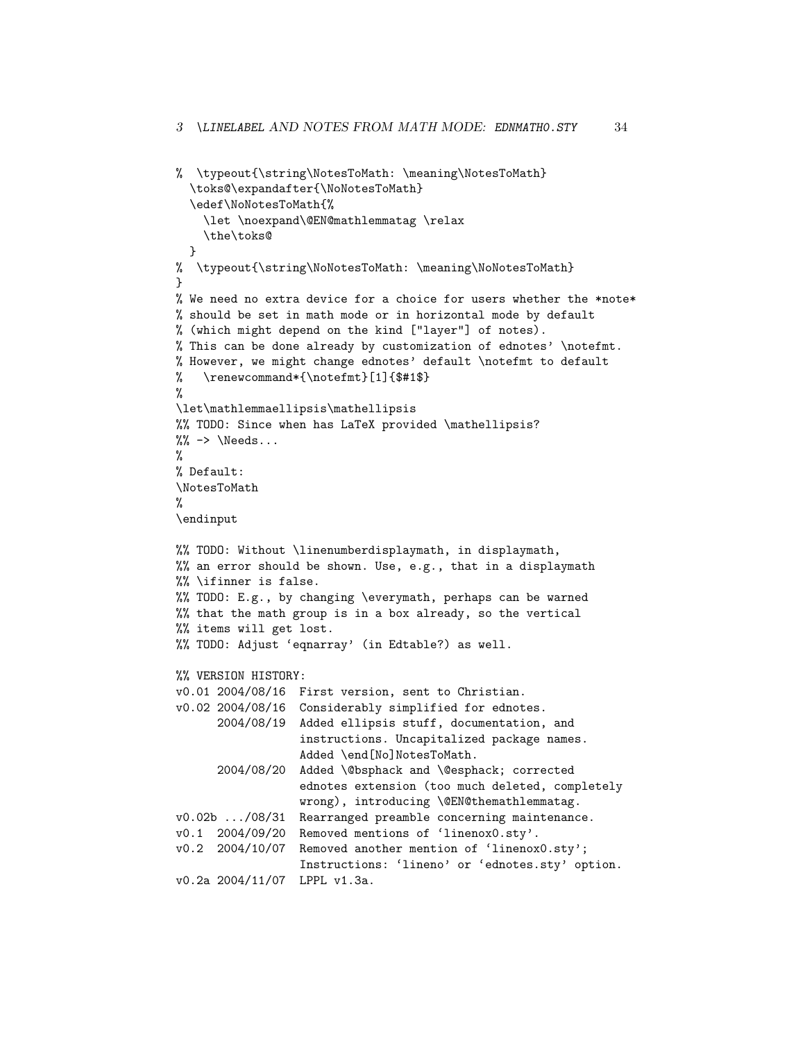```
% \typeout{\string\NotesToMath: \meaning\NotesToMath}
  \toks@\expandafter{\NoNotesToMath}
  \edef\NoNotesToMath{%
    \let \noexpand\@EN@mathlemmatag \relax
    \the\toks@
  }
% \typeout{\string\NoNotesToMath: \meaning\NoNotesToMath}
}
% We need no extra device for a choice for users whether the *note*
% should be set in math mode or in horizontal mode by default
% (which might depend on the kind ["layer"] of notes).
% This can be done already by customization of ednotes' \notefmt.
% However, we might change ednotes' default \notefmt to default
%   \renewcommand*{\notefmt}[1]{$#1$}
%
\let\mathlemmaellipsis\mathellipsis
%% TODO: Since when has LaTeX provided \mathellipsis?
%% -> \Needs...
%
% Default:
\NotesToMath
%
\endinput

%% TODO: Without \linenumberdisplaymath, in displaymath,
%% an error should be shown. Use, e.g., that in a displaymath
%% \ifinner is false.
%% TODO: E.g., by changing \everymath, perhaps can be warned
%% that the math group is in a box already, so the vertical
%% items will get lost.
%% TODO: Adjust 'eqnarray' (in Edtable?) as well.

%% VERSION HISTORY:
v0.01 2004/08/16  First version, sent to Christian.
v0.02 2004/08/16  Considerably simplified for ednotes.
      2004/08/19  Added ellipsis stuff, documentation, and
                  instructions. Uncapitalized package names.
                  Added \end[No]NotesToMath.
      2004/08/20  Added \@bsphack and \@esphack; corrected
                  ednotes extension (too much deleted, completely
                  wrong), introducing \@EN@themathlemmatag.
v0.02b .../08/31  Rearranged preamble concerning maintenance.
v0.1  2004/09/20  Removed mentions of 'linenox0.sty'.
v0.2  2004/10/07  Removed another mention of 'linenox0.sty';
                  Instructions: 'lineno' or 'ednotes.sty' option.
v0.2a 2004/11/07  LPPL v1.3a.
```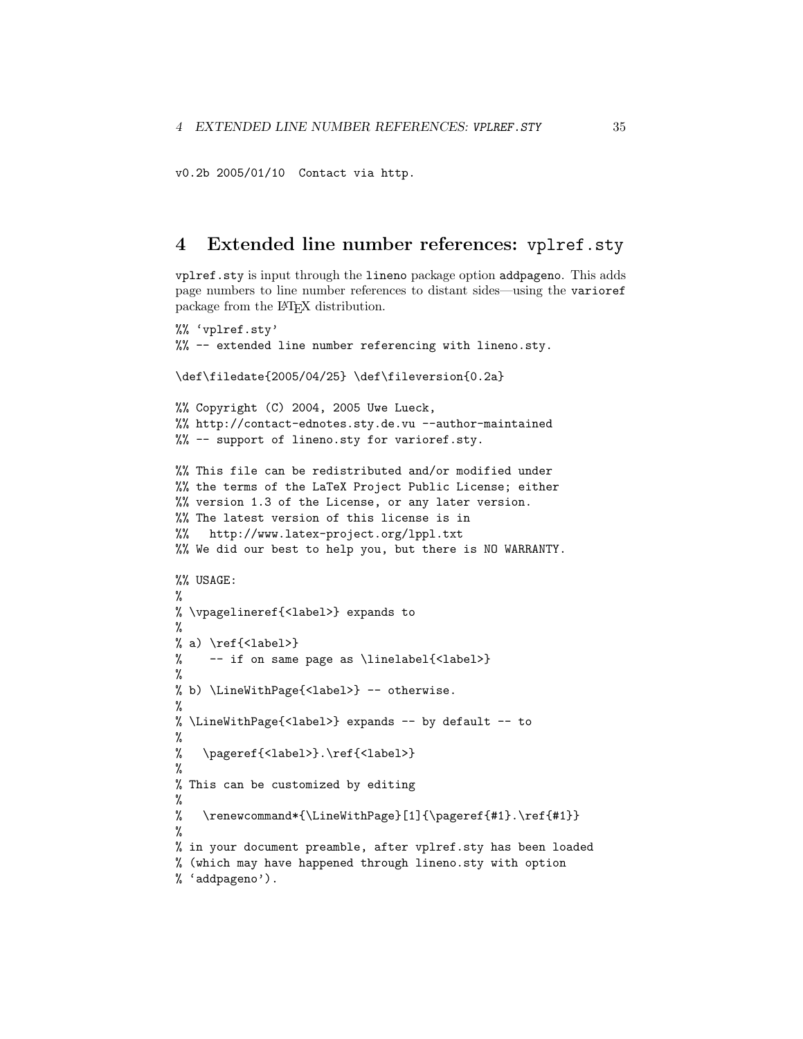```
v0.2b 2005/01/10  Contact via http.
```

# 4 Extended line number references: `vplref.sty`

`vplref.sty` is input through the `lineno` package option `addpageno`. This adds page numbers to line number references to distant sides—using the `varioref` package from the LaTeX distribution.

```
%% `vplref.sty'
%% -- extended line number referencing with lineno.sty.

\def\filedate{2005/04/25} \def\fileversion{0.2a}

%% Copyright (C) 2004, 2005 Uwe Lueck,
%% http://contact-ednotes.sty.de.vu --author-maintained
%% -- support of lineno.sty for varioref.sty.

%% This file can be redistributed and/or modified under
%% the terms of the LaTeX Project Public License; either
%% version 1.3 of the License, or any later version.
%% The latest version of this license is in
%%   http://www.latex-project.org/lppl.txt
%% We did our best to help you, but there is NO WARRANTY.

%% USAGE:
%
% \vpagelineref{<label>} expands to
%
% a) \ref{<label>}
%    -- if on same page as \linelabel{<label>}
%
% b) \LineWithPage{<label>} -- otherwise.
%
% \LineWithPage{<label>} expands -- by default -- to
%
%   \pageref{<label>}.\ref{<label>}
%
% This can be customized by editing
%
%   \renewcommand*{\LineWithPage}[1]{\pageref{#1}.\ref{#1}}
%
% in your document preamble, after vplref.sty has been loaded
% (which may have happened through lineno.sty with option
% `addpageno').
```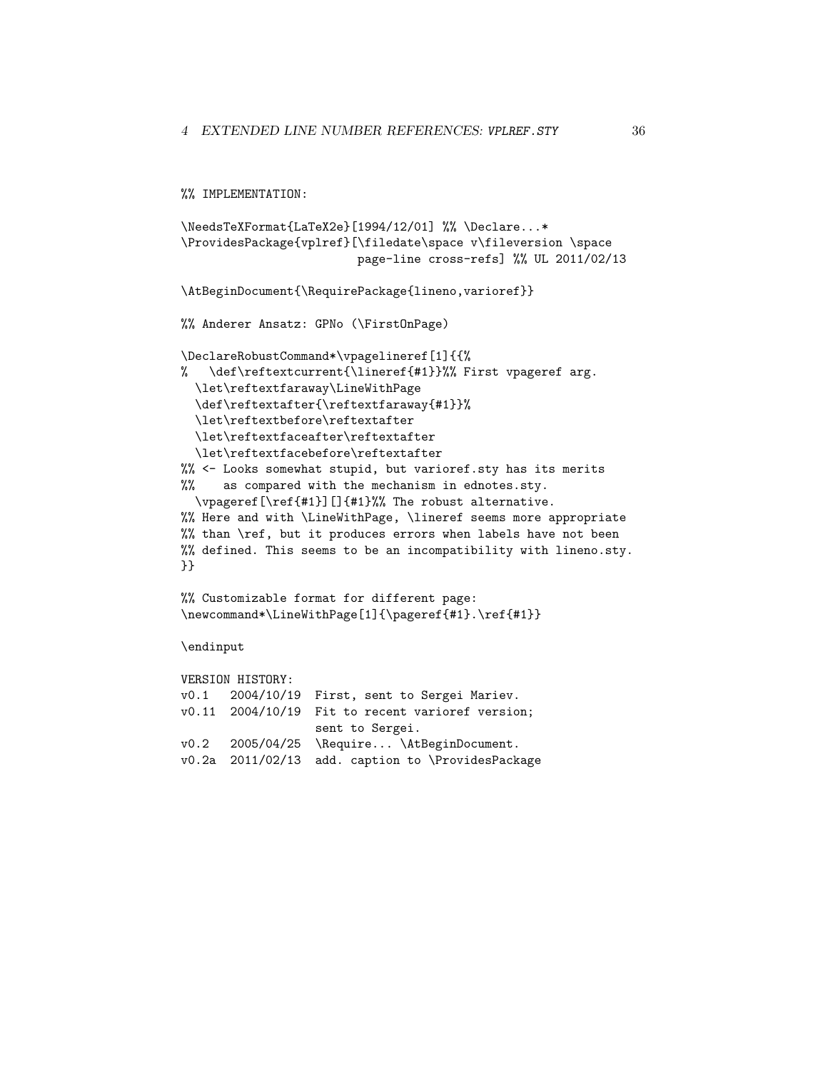```
%% IMPLEMENTATION:

\NeedsTeXFormat{LaTeX2e}[1994/12/01] %% \Declare...*
\ProvidesPackage{vplref}[\filedate\space v\fileversion \space
                         page-line cross-refs] %% UL 2011/02/13

\AtBeginDocument{\RequirePackage{lineno,varioref}}

%% Anderer Ansatz: GPNo (\FirstOnPage)

\DeclareRobustCommand*\vpagelineref[1]{{%
%   \def\reftextcurrent{\lineref{#1}}%% First vpageref arg.
  \let\reftextfaraway\LineWithPage
  \def\reftextafter{\reftextfaraway{#1}}%
  \let\reftextbefore\reftextafter
  \let\reftextfaceafter\reftextafter
  \let\reftextfacebefore\reftextafter
%% <- Looks somewhat stupid, but varioref.sty has its merits
%%    as compared with the mechanism in ednotes.sty.
  \vpageref[\ref{#1}][]{#1}%% The robust alternative.
%% Here and with \LineWithPage, \lineref seems more appropriate
%% than \ref, but it produces errors when labels have not been
%% defined. This seems to be an incompatibility with lineno.sty.
}}

%% Customizable format for different page:
\newcommand*\LineWithPage[1]{\pageref{#1}.\ref{#1}}

\endinput

VERSION HISTORY:
v0.1   2004/10/19  First, sent to Sergei Mariev.
v0.11  2004/10/19  Fit to recent varioref version;
                   sent to Sergei.
v0.2   2005/04/25  \Require... \AtBeginDocument.
v0.2a  2011/02/13  add. caption to \ProvidesPackage
```